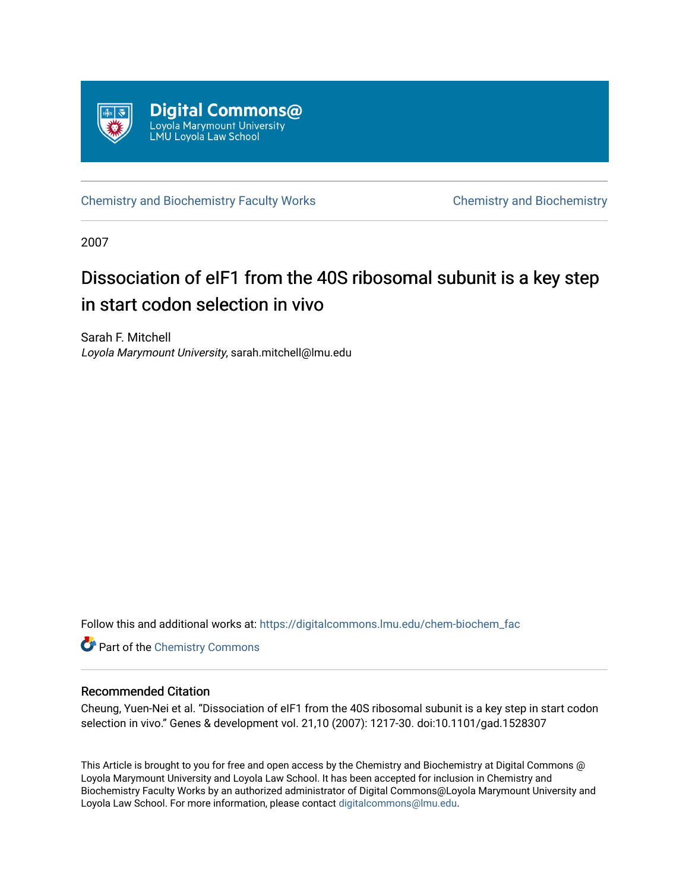Digital Commons@
Loyola Marymount University
LMU Loyola Law School

Chemistry and Biochemistry Faculty Works | Chemistry and Biochemistry

2007

# Dissociation of eIF1 from the 40S ribosomal subunit is a key step in start codon selection in vivo

Sarah F. Mitchell
*Loyola Marymount University*, sarah.mitchell@lmu.edu

Follow this and additional works at: https://digitalcommons.lmu.edu/chem-biochem_fac

Part of the Chemistry Commons

## Recommended Citation

Cheung, Yuen-Nei et al. "Dissociation of eIF1 from the 40S ribosomal subunit is a key step in start codon selection in vivo." Genes & development vol. 21,10 (2007): 1217-30. doi:10.1101/gad.1528307

This Article is brought to you for free and open access by the Chemistry and Biochemistry at Digital Commons @ Loyola Marymount University and Loyola Law School. It has been accepted for inclusion in Chemistry and Biochemistry Faculty Works by an authorized administrator of Digital Commons@Loyola Marymount University and Loyola Law School. For more information, please contact digitalcommons@lmu.edu.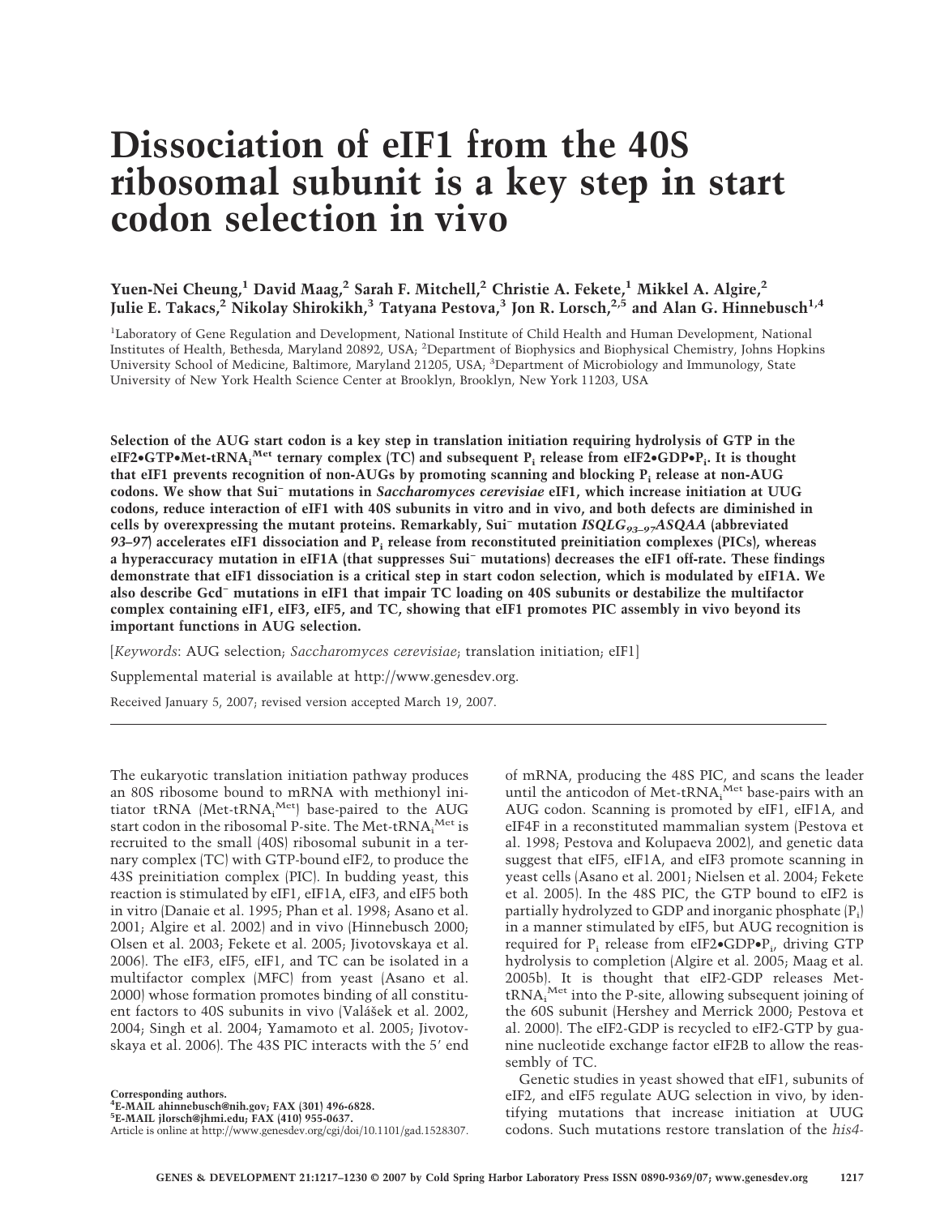# Dissociation of eIF1 from the 40S ribosomal subunit is a key step in start codon selection in vivo

**Yuen-Nei Cheung,[1] David Maag,[2] Sarah F. Mitchell,[2] Christie A. Fekete,[1] Mikkel A. Algire,[2] Julie E. Takacs,[2] Nikolay Shirokikh,[3] Tatyana Pestova,[3] Jon R. Lorsch,[2,5] and Alan G. Hinnebusch[1,4]**

[1]Laboratory of Gene Regulation and Development, National Institute of Child Health and Human Development, National Institutes of Health, Bethesda, Maryland 20892, USA; [2]Department of Biophysics and Biophysical Chemistry, Johns Hopkins University School of Medicine, Baltimore, Maryland 21205, USA; [3]Department of Microbiology and Immunology, State University of New York Health Science Center at Brooklyn, Brooklyn, New York 11203, USA

**Selection of the AUG start codon is a key step in translation initiation requiring hydrolysis of GTP in the eIF2•GTP•Met-tRNA$_i^{Met}$ ternary complex (TC) and subsequent $P_i$ release from eIF2•GDP•$P_i$. It is thought that eIF1 prevents recognition of non-AUGs by promoting scanning and blocking $P_i$ release at non-AUG codons. We show that Sui$^-$ mutations in *Saccharomyces cerevisiae* eIF1, which increase initiation at UUG codons, reduce interaction of eIF1 with 40S subunits in vitro and in vivo, and both defects are diminished in cells by overexpressing the mutant proteins. Remarkably, Sui$^-$ mutation *ISQLG$_{93-97}$ASQAA* (abbreviated *93–97*) accelerates eIF1 dissociation and $P_i$ release from reconstituted preinitiation complexes (PICs), whereas a hyperaccuracy mutation in eIF1A (that suppresses Sui$^-$ mutations) decreases the eIF1 off-rate. These findings demonstrate that eIF1 dissociation is a critical step in start codon selection, which is modulated by eIF1A. We also describe Gcd$^-$ mutations in eIF1 that impair TC loading on 40S subunits or destabilize the multifactor complex containing eIF1, eIF3, eIF5, and TC, showing that eIF1 promotes PIC assembly in vivo beyond its important functions in AUG selection.**

[*Keywords*: AUG selection; *Saccharomyces cerevisiae*; translation initiation; eIF1]

Supplemental material is available at http://www.genesdev.org.

Received January 5, 2007; revised version accepted March 19, 2007.

The eukaryotic translation initiation pathway produces an 80S ribosome bound to mRNA with methionyl initiator tRNA (Met-tRNA$_i^{Met}$) base-paired to the AUG start codon in the ribosomal P-site. The Met-tRNA$_i^{Met}$ is recruited to the small (40S) ribosomal subunit in a ternary complex (TC) with GTP-bound eIF2, to produce the 43S preinitiation complex (PIC). In budding yeast, this reaction is stimulated by eIF1, eIF1A, eIF3, and eIF5 both in vitro (Danaie et al. 1995; Phan et al. 1998; Asano et al. 2001; Algire et al. 2002) and in vivo (Hinnebusch 2000; Olsen et al. 2003; Fekete et al. 2005; Jivotovskaya et al. 2006). The eIF3, eIF5, eIF1, and TC can be isolated in a multifactor complex (MFC) from yeast (Asano et al. 2000) whose formation promotes binding of all constituent factors to 40S subunits in vivo (Valášek et al. 2002, 2004; Singh et al. 2004; Yamamoto et al. 2005; Jivotovskaya et al. 2006). The 43S PIC interacts with the 5′ end of mRNA, producing the 48S PIC, and scans the leader until the anticodon of Met-tRNA$_i^{Met}$ base-pairs with an AUG codon. Scanning is promoted by eIF1, eIF1A, and eIF4F in a reconstituted mammalian system (Pestova et al. 1998; Pestova and Kolupaeva 2002), and genetic data suggest that eIF5, eIF1A, and eIF3 promote scanning in yeast cells (Asano et al. 2001; Nielsen et al. 2004; Fekete et al. 2005). In the 48S PIC, the GTP bound to eIF2 is partially hydrolyzed to GDP and inorganic phosphate ($P_i$) in a manner stimulated by eIF5, but AUG recognition is required for $P_i$ release from eIF2•GDP•$P_i$, driving GTP hydrolysis to completion (Algire et al. 2005; Maag et al. 2005b). It is thought that eIF2-GDP releases Met-tRNA$_i^{Met}$ into the P-site, allowing subsequent joining of the 60S subunit (Hershey and Merrick 2000; Pestova et al. 2000). The eIF2-GDP is recycled to eIF2-GTP by guanine nucleotide exchange factor eIF2B to allow the reassembly of TC.

Genetic studies in yeast showed that eIF1, subunits of eIF2, and eIF5 regulate AUG selection in vivo, by identifying mutations that increase initiation at UUG codons. Such mutations restore translation of the *his4-*

Corresponding authors.
[4]E-MAIL ahinnebusch@nih.gov; FAX (301) 496-6828.
[5]E-MAIL jlorsch@jhmi.edu; FAX (410) 955-0637.
Article is online at http://www.genesdev.org/cgi/doi/10.1101/gad.1528307.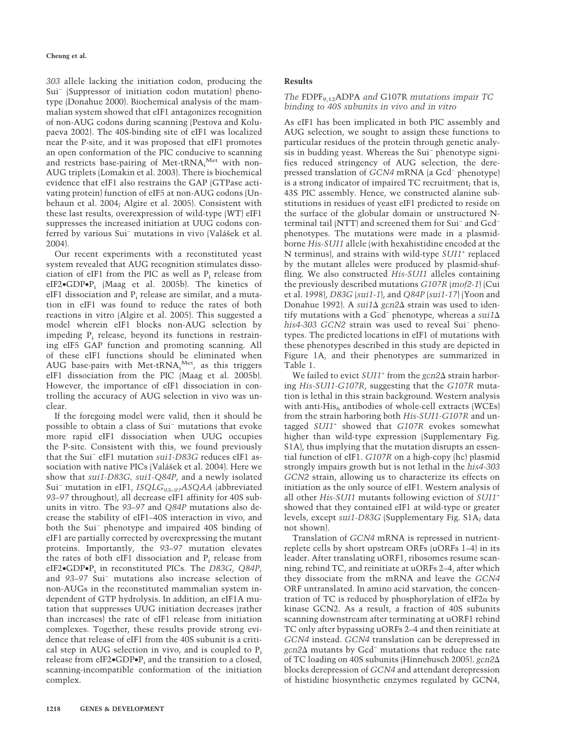*303* allele lacking the initiation codon, producing the Sui⁻ (Suppressor of initiation codon mutation) phenotype (Donahue 2000). Biochemical analysis of the mammalian system showed that eIF1 antagonizes recognition of non-AUG codons during scanning (Pestova and Kolupaeva 2002). The 40S-binding site of eIF1 was localized near the P-site, and it was proposed that eIF1 promotes an open conformation of the PIC conducive to scanning and restricts base-pairing of Met-tRNA$_i^{Met}$ with non-AUG triplets (Lomakin et al. 2003). There is biochemical evidence that eIF1 also restrains the GAP (GTPase activating protein) function of eIF5 at non-AUG codons (Unbehaun et al. 2004; Algire et al. 2005). Consistent with these last results, overexpression of wild-type (WT) eIF1 suppresses the increased initiation at UUG codons conferred by various Sui⁻ mutations in vivo (Valášek et al. 2004).

Our recent experiments with a reconstituted yeast system revealed that AUG recognition stimulates dissociation of eIF1 from the PIC as well as $P_i$ release from eIF2•GDP•$P_i$ (Maag et al. 2005b). The kinetics of eIF1 dissociation and $P_i$ release are similar, and a mutation in eIF1 was found to reduce the rates of both reactions in vitro (Algire et al. 2005). This suggested a model wherein eIF1 blocks non-AUG selection by impeding $P_i$ release, beyond its functions in restraining eIF5 GAP function and promoting scanning. All of these eIF1 functions should be eliminated when AUG base-pairs with Met-tRNA$_i^{Met}$, as this triggers eIF1 dissociation from the PIC (Maag et al. 2005b). However, the importance of eIF1 dissociation in controlling the accuracy of AUG selection in vivo was unclear.

If the foregoing model were valid, then it should be possible to obtain a class of Sui⁻ mutations that evoke more rapid eIF1 dissociation when UUG occupies the P-site. Consistent with this, we found previously that the Sui⁻ eIF1 mutation *sui1-D83G* reduces eIF1 association with native PICs (Valášek et al. 2004). Here we show that *sui1-D83G, sui1-Q84P*, and a newly isolated Sui⁻ mutation in eIF1, *ISQLG$_{93-97}$ASQAA* (abbreviated *93–97* throughout), all decrease eIF1 affinity for 40S subunits in vitro. The *93–97* and *Q84P* mutations also decrease the stability of eIF1–40S interaction in vivo, and both the Sui⁻ phenotype and impaired 40S binding of eIF1 are partially corrected by overexpressing the mutant proteins. Importantly, the *93–97* mutation elevates the rates of both eIF1 dissociation and $P_i$ release from eIF2•GDP•$P_i$ in reconstituted PICs. The *D83G*, *Q84P*, and *93–97* Sui⁻ mutations also increase selection of non-AUGs in the reconstituted mammalian system independent of GTP hydrolysis. In addition, an eIF1A mutation that suppresses UUG initiation decreases (rather than increases) the rate of eIF1 release from initiation complexes. Together, these results provide strong evidence that release of eIF1 from the 40S subunit is a critical step in AUG selection in vivo, and is coupled to $P_i$ release from eIF2•GDP•$P_i$ and the transition to a closed, scanning-incompatible conformation of the initiation complex.

## Results

### *The* FDPF$_{9,12}$ADPA *and* G107R *mutations impair TC binding to 40S subunits in vivo and in vitro*

As eIF1 has been implicated in both PIC assembly and AUG selection, we sought to assign these functions to particular residues of the protein through genetic analysis in budding yeast. Whereas the Sui⁻ phenotype signifies reduced stringency of AUG selection, the derepressed translation of *GCN4* mRNA (a Gcd⁻ phenotype) is a strong indicator of impaired TC recruitment; that is, 43S PIC assembly. Hence, we constructed alanine substitutions in residues of yeast eIF1 predicted to reside on the surface of the globular domain or unstructured N-terminal tail (NTT) and screened them for Sui⁻ and Gcd⁻ phenotypes. The mutations were made in a plasmid-borne *His-SUI1* allele (with hexahistidine encoded at the N terminus), and strains with wild-type *SUI1⁺* replaced by the mutant alleles were produced by plasmid-shuffling. We also constructed *His-SUI1* alleles containing the previously described mutations *G107R* (*mof2-1*) (Cui et al. 1998), *D83G* (*sui1-1*), and *Q84P* (*sui1-17*) (Yoon and Donahue 1992). A *sui1Δ gcn2Δ* strain was used to identify mutations with a Gcd⁻ phenotype, whereas a *sui1Δ his4-303 GCN2* strain was used to reveal Sui⁻ phenotypes. The predicted locations in eIF1 of mutations with these phenotypes described in this study are depicted in Figure 1A, and their phenotypes are summarized in Table 1.

We failed to evict *SUI1⁺* from the *gcn2Δ* strain harboring *His-SUI1-G107R*, suggesting that the *G107R* mutation is lethal in this strain background. Western analysis with anti-His$_6$ antibodies of whole-cell extracts (WCEs) from the strain harboring both *His-SUI1-G107R* and untagged *SUI1⁺* showed that *G107R* evokes somewhat higher than wild-type expression (Supplementary Fig. S1A), thus implying that the mutation disrupts an essential function of eIF1. *G107R* on a high-copy (hc) plasmid strongly impairs growth but is not lethal in the *his4-303 GCN2* strain, allowing us to characterize its effects on initiation as the only source of eIF1. Western analysis of all other *His-SUI1* mutants following eviction of *SUI1⁺* showed that they contained eIF1 at wild-type or greater levels, except *sui1-D83G* (Supplementary Fig. S1A; data not shown).

Translation of *GCN4* mRNA is repressed in nutrient-replete cells by short upstream ORFs (uORFs 1–4) in its leader. After translating uORF1, ribosomes resume scanning, rebind TC, and reinitiate at uORFs 2–4, after which they dissociate from the mRNA and leave the *GCN4* ORF untranslated. In amino acid starvation, the concentration of TC is reduced by phosphorylation of eIF2α by kinase GCN2. As a result, a fraction of 40S subunits scanning downstream after terminating at uORF1 rebind TC only after bypassing uORFs 2–4 and then reinitiate at *GCN4* instead. *GCN4* translation can be derepressed in *gcn2Δ* mutants by Gcd⁻ mutations that reduce the rate of TC loading on 40S subunits (Hinnebusch 2005). *gcn2Δ* blocks derepression of *GCN4* and attendant derepression of histidine biosynthetic enzymes regulated by GCN4,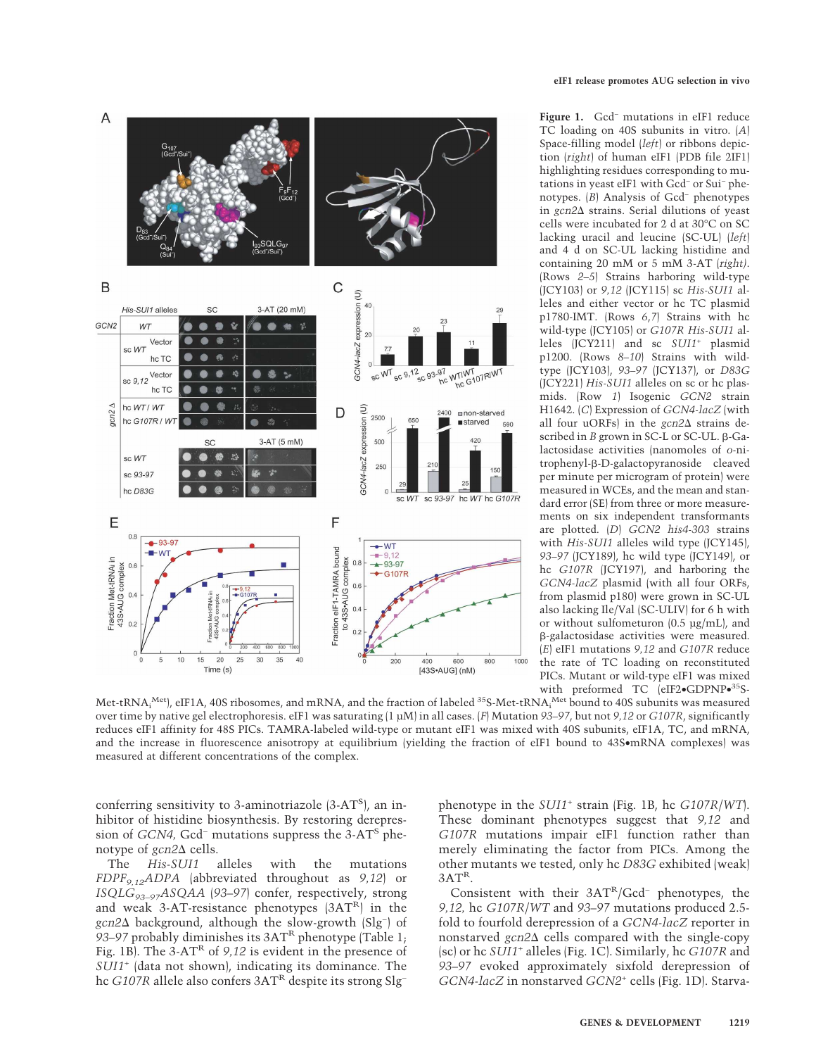**Figure 1.** Gcd⁻ mutations in eIF1 reduce TC loading on 40S subunits in vitro. (*A*) Space-filling model (*left*) or ribbons depiction (*right*) of human eIF1 (PDB file 2IF1) highlighting residues corresponding to mutations in yeast eIF1 with Gcd⁻ or Sui⁻ phenotypes. (*B*) Analysis of Gcd⁻ phenotypes in *gcn2Δ* strains. Serial dilutions of yeast cells were incubated for 2 d at 30°C on SC lacking uracil and leucine (SC-UL) (*left*) and 4 d on SC-UL lacking histidine and containing 20 mM or 5 mM 3-AT (*right*). (Rows *2–5*) Strains harboring wild-type (JCY103) or *9,12* (JCY115) sc *His-SUI1* alleles and either vector or hc TC plasmid p1780-IMT. (Rows *6,7*) Strains with hc wild-type (JCY105) or *G107R His-SUI1* alleles (JCY211) and sc *SUI1⁺* plasmid p1200. (Rows *8–10*) Strains with wild-type (JCY103), *93–97* (JCY137), or *D83G* (JCY221) *His-SUI1* alleles on sc or hc plasmids. (Row *1*) Isogenic *GCN2* strain H1642. (*C*) Expression of *GCN4-lacZ* (with all four uORFs) in the *gcn2Δ* strains described in *B* grown in SC-L or SC-UL. β-Galactosidase activities (nanomoles of *o*-nitrophenyl-β-D-galactopyranoside cleaved per minute per microgram of protein) were measured in WCEs, and the mean and standard error (SE) from three or more measurements on six independent transformants are plotted. (*D*) *GCN2 his4-303* strains with *His-SUI1* alleles wild type (JCY145), *93–97* (JCY189), hc wild type (JCY149), or hc *G107R* (JCY197), and harboring the *GCN4-lacZ* plasmid (with all four ORFs, from plasmid p180) were grown in SC-UL also lacking Ile/Val (SC-ULIV) for 6 h with or without sulfometuron (0.5 µg/mL), and β-galactosidase activities were measured. (*E*) eIF1 mutations *9,12* and *G107R* reduce the rate of TC loading on reconstituted PICs. Mutant or wild-type eIF1 was mixed with preformed TC (eIF2•GDPNP•³⁵S-Met-tRNA$_i^{Met}$), eIF1A, 40S ribosomes, and mRNA, and the fraction of labeled ³⁵S-Met-tRNA$_i^{Met}$ bound to 40S subunits was measured over time by native gel electrophoresis. eIF1 was saturating (1 µM) in all cases. (*F*) Mutation *93–97*, but not *9,12* or *G107R*, significantly reduces eIF1 affinity for 48S PICs. TAMRA-labeled wild-type or mutant eIF1 was mixed with 40S subunits, eIF1A, TC, and mRNA, and the increase in fluorescence anisotropy at equilibrium (yielding the fraction of eIF1 bound to 43S•mRNA complexes) was measured at different concentrations of the complex.

conferring sensitivity to 3-aminotriazole (3-AT^S^), an inhibitor of histidine biosynthesis. By restoring derepression of *GCN4*, Gcd⁻ mutations suppress the 3-AT^S^ phenotype of *gcn2Δ* cells.

The *His-SUI1* alleles with the mutations *FDPF$_{9,12}$ADPA* (abbreviated throughout as *9,12*) or *ISQLG$_{93–97}$ASQAA* (*93–97*) confer, respectively, strong and weak 3-AT-resistance phenotypes (3AT^R^) in the *gcn2Δ* background, although the slow-growth (Slg⁻) of *93–97* probably diminishes its 3AT^R^ phenotype (Table 1; Fig. 1B). The 3-AT^R^ of *9,12* is evident in the presence of *SUI1⁺* (data not shown), indicating its dominance. The hc *G107R* allele also confers 3AT^R^ despite its strong Slg⁻ phenotype in the *SUI1⁺* strain (Fig. 1B, hc *G107R/WT*). These dominant phenotypes suggest that *9,12* and *G107R* mutations impair eIF1 function rather than merely eliminating the factor from PICs. Among the other mutants we tested, only hc *D83G* exhibited (weak) 3AT^R^.

Consistent with their 3AT^R^/Gcd⁻ phenotypes, the *9,12*, hc *G107R/WT* and *93–97* mutations produced 2.5-fold to fourfold derepression of a *GCN4-lacZ* reporter in nonstarved *gcn2Δ* cells compared with the single-copy (sc) or hc *SUI1⁺* alleles (Fig. 1C). Similarly, hc *G107R* and *93–97* evoked approximately sixfold derepression of *GCN4-lacZ* in nonstarved *GCN2⁺* cells (Fig. 1D). Starva-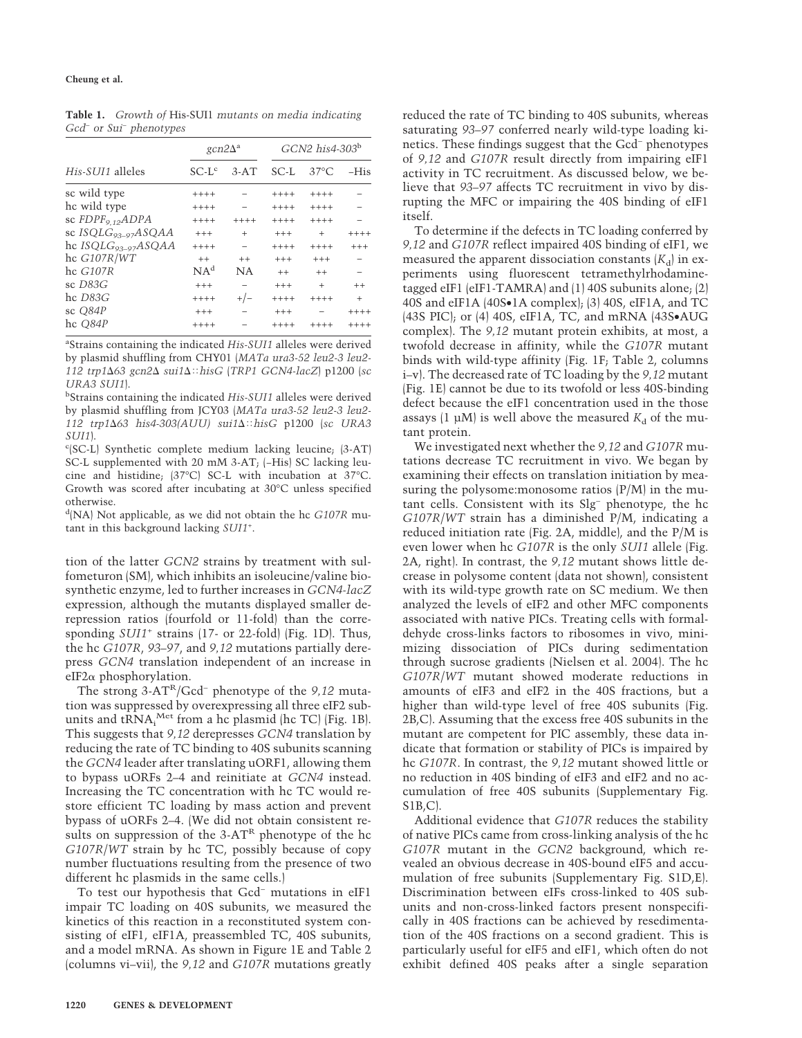**Table 1.** *Growth of* His-SUI1 *mutants on media indicating Gcd⁻ or Sui⁻ phenotypes*

| | *gcn2Δ*[a] | | *GCN2 his4-303*[b] | | |
|---|---|---|---|---|---|
| *His-SUI1* alleles | SC-L[c] | 3-AT | SC-L | 37°C | –His |
| sc wild type | ++++ | – | ++++ | ++++ | – |
| hc wild type | ++++ | – | ++++ | ++++ | – |
| sc $FDPF_{9,12}ADPA$ | ++++ | ++++ | ++++ | ++++ | – |
| sc $ISQLG_{93–97}ASQAA$ | +++ | + | +++ | + | ++++ |
| hc $ISQLG_{93–97}ASQAA$ | ++++ | – | ++++ | ++++ | +++ |
| hc *G107R/WT* | ++ | ++ | +++ | +++ | – |
| hc *G107R* | NA[d] | NA | ++ | ++ | – |
| sc *D83G* | +++ | – | +++ | + | ++ |
| hc *D83G* | ++++ | +/– | ++++ | ++++ | + |
| sc *Q84P* | +++ | – | +++ | – | ++++ |
| hc *Q84P* | ++++ | – | ++++ | ++++ | ++++ |

[a]Strains containing the indicated *His-SUI1* alleles were derived by plasmid shuffling from CHY01 (*MATa ura3-52 leu2-3 leu2-112 trp1Δ63 gcn2Δ sui1Δ::hisG* (*TRP1 GCN4-lacZ*) p1200 (*sc URA3 SUI1*).

[b]Strains containing the indicated *His-SUI1* alleles were derived by plasmid shuffling from JCY03 (*MATa ura3-52 leu2-3 leu2-112 trp1Δ63 his4-303(AUU) sui1Δ::hisG* p1200 (*sc URA3 SUI1*).

[c](SC-L) Synthetic complete medium lacking leucine; (3-AT) SC-L supplemented with 20 mM 3-AT; (–His) SC lacking leucine and histidine; (37°C) SC-L with incubation at 37°C. Growth was scored after incubating at 30°C unless specified otherwise.

[d](NA) Not applicable, as we did not obtain the hc *G107R* mutant in this background lacking *SUI1*⁺.

tion of the latter *GCN2* strains by treatment with sulfometuron (SM), which inhibits an isoleucine/valine biosynthetic enzyme, led to further increases in *GCN4-lacZ* expression, although the mutants displayed smaller derepression ratios (fourfold or 11-fold) than the corresponding *SUI1*⁺ strains (17- or 22-fold) (Fig. 1D). Thus, the hc *G107R*, *93–97*, and *9,12* mutations partially derepress *GCN4* translation independent of an increase in eIF2α phosphorylation.

The strong 3-AT[R]/Gcd⁻ phenotype of the *9,12* mutation was suppressed by overexpressing all three eIF2 subunits and $tRNA_i^{Met}$ from a hc plasmid (hc TC) (Fig. 1B). This suggests that *9,12* derepresses *GCN4* translation by reducing the rate of TC binding to 40S subunits scanning the *GCN4* leader after translating uORF1, allowing them to bypass uORFs 2–4 and reinitiate at *GCN4* instead. Increasing the TC concentration with hc TC would restore efficient TC loading by mass action and prevent bypass of uORFs 2–4. (We did not obtain consistent results on suppression of the 3-AT[R] phenotype of the hc *G107R/WT* strain by hc TC, possibly because of copy number fluctuations resulting from the presence of two different hc plasmids in the same cells.)

To test our hypothesis that Gcd⁻ mutations in eIF1 impair TC loading on 40S subunits, we measured the kinetics of this reaction in a reconstituted system consisting of eIF1, eIF1A, preassembled TC, 40S subunits, and a model mRNA. As shown in Figure 1E and Table 2 (columns vi–vii), the *9,12* and *G107R* mutations greatly reduced the rate of TC binding to 40S subunits, whereas saturating *93–97* conferred nearly wild-type loading kinetics. These findings suggest that the Gcd⁻ phenotypes of *9,12* and *G107R* result directly from impairing eIF1 activity in TC recruitment. As discussed below, we believe that *93–97* affects TC recruitment in vivo by disrupting the MFC or impairing the 40S binding of eIF1 itself.

To determine if the defects in TC loading conferred by *9,12* and *G107R* reflect impaired 40S binding of eIF1, we measured the apparent dissociation constants ($K_d$) in experiments using fluorescent tetramethylrhodamine-tagged eIF1 (eIF1-TAMRA) and (1) 40S subunits alone; (2) 40S and eIF1A (40S•1A complex); (3) 40S, eIF1A, and TC (43S PIC); or (4) 40S, eIF1A, TC, and mRNA (43S•AUG complex). The *9,12* mutant protein exhibits, at most, a twofold decrease in affinity, while the *G107R* mutant binds with wild-type affinity (Fig. 1F; Table 2, columns i–v). The decreased rate of TC loading by the *9,12* mutant (Fig. 1E) cannot be due to its twofold or less 40S-binding defect because the eIF1 concentration used in the those assays (1 μM) is well above the measured $K_d$ of the mutant protein.

We investigated next whether the *9,12* and *G107R* mutations decrease TC recruitment in vivo. We began by examining their effects on translation initiation by measuring the polysome:monosome ratios (P/M) in the mutant cells. Consistent with its Slg⁻ phenotype, the hc *G107R/WT* strain has a diminished P/M, indicating a reduced initiation rate (Fig. 2A, middle), and the P/M is even lower when hc *G107R* is the only *SUI1* allele (Fig. 2A, right). In contrast, the *9,12* mutant shows little decrease in polysome content (data not shown), consistent with its wild-type growth rate on SC medium. We then analyzed the levels of eIF2 and other MFC components associated with native PICs. Treating cells with formaldehyde cross-links factors to ribosomes in vivo, minimizing dissociation of PICs during sedimentation through sucrose gradients (Nielsen et al. 2004). The hc *G107R/WT* mutant showed moderate reductions in amounts of eIF3 and eIF2 in the 40S fractions, but a higher than wild-type level of free 40S subunits (Fig. 2B,C). Assuming that the excess free 40S subunits in the mutant are competent for PIC assembly, these data indicate that formation or stability of PICs is impaired by hc *G107R*. In contrast, the *9,12* mutant showed little or no reduction in 40S binding of eIF3 and eIF2 and no accumulation of free 40S subunits (Supplementary Fig. S1B,C).

Additional evidence that *G107R* reduces the stability of native PICs came from cross-linking analysis of the hc *G107R* mutant in the *GCN2* background, which revealed an obvious decrease in 40S-bound eIF5 and accumulation of free subunits (Supplementary Fig. S1D,E). Discrimination between eIFs cross-linked to 40S subunits and non-cross-linked factors present nonspecifically in 40S fractions can be achieved by resedimentation of the 40S fractions on a second gradient. This is particularly useful for eIF5 and eIF1, which often do not exhibit defined 40S peaks after a single separation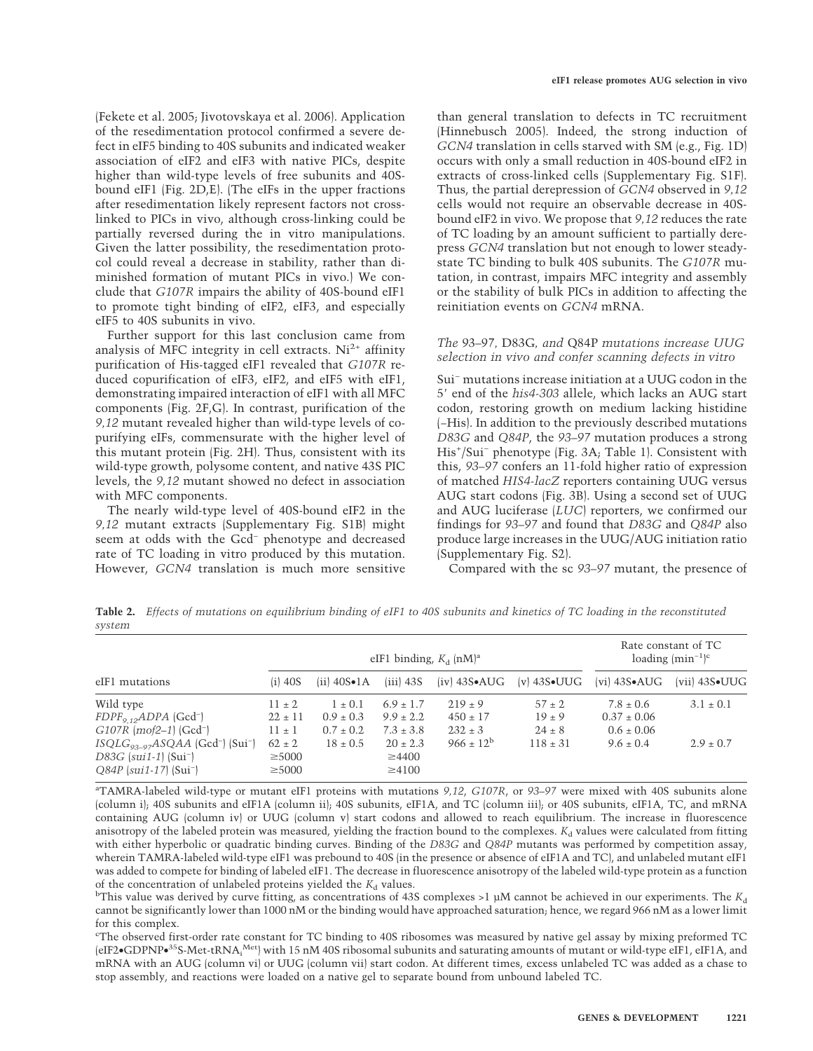(Fekete et al. 2005; Jivotovskaya et al. 2006). Application of the resedimentation protocol confirmed a severe defect in eIF5 binding to 40S subunits and indicated weaker association of eIF2 and eIF3 with native PICs, despite higher than wild-type levels of free subunits and 40S-bound eIF1 (Fig. 2D,E). (The eIFs in the upper fractions after resedimentation likely represent factors not cross-linked to PICs in vivo, although cross-linking could be partially reversed during the in vitro manipulations. Given the latter possibility, the resedimentation protocol could reveal a decrease in stability, rather than diminished formation of mutant PICs in vivo.) We conclude that *G107R* impairs the ability of 40S-bound eIF1 to promote tight binding of eIF2, eIF3, and especially eIF5 to 40S subunits in vivo.

Further support for this last conclusion came from analysis of MFC integrity in cell extracts. $Ni^{2+}$ affinity purification of His-tagged eIF1 revealed that *G107R* reduced copurification of eIF3, eIF2, and eIF5 with eIF1, demonstrating impaired interaction of eIF1 with all MFC components (Fig. 2F,G). In contrast, purification of the *9,12* mutant revealed higher than wild-type levels of copurifying eIFs, commensurate with the higher level of this mutant protein (Fig. 2H). Thus, consistent with its wild-type growth, polysome content, and native 43S PIC levels, the *9,12* mutant showed no defect in association with MFC components.

The nearly wild-type level of 40S-bound eIF2 in the *9,12* mutant extracts (Supplementary Fig. S1B) might seem at odds with the Gcd⁻ phenotype and decreased rate of TC loading in vitro produced by this mutation. However, *GCN4* translation is much more sensitive than general translation to defects in TC recruitment (Hinnebusch 2005). Indeed, the strong induction of *GCN4* translation in cells starved with SM (e.g., Fig. 1D) occurs with only a small reduction in 40S-bound eIF2 in extracts of cross-linked cells (Supplementary Fig. S1F). Thus, the partial derepression of *GCN4* observed in *9,12* cells would not require an observable decrease in 40S-bound eIF2 in vivo. We propose that *9,12* reduces the rate of TC loading by an amount sufficient to partially derepress *GCN4* translation but not enough to lower steady-state TC binding to bulk 40S subunits. The *G107R* mutation, in contrast, impairs MFC integrity and assembly or the stability of bulk PICs in addition to affecting the reinitiation events on *GCN4* mRNA.

### *The 93–97,* D83G*, and* Q84P *mutations increase UUG selection in vivo and confer scanning defects in vitro*

Sui⁻ mutations increase initiation at a UUG codon in the 5′ end of the *his4-303* allele, which lacks an AUG start codon, restoring growth on medium lacking histidine (–His). In addition to the previously described mutations *D83G* and *Q84P*, the *93–97* mutation produces a strong His⁺/Sui⁻ phenotype (Fig. 3A; Table 1). Consistent with this, *93–97* confers an 11-fold higher ratio of expression of matched *HIS4-lacZ* reporters containing UUG versus AUG start codons (Fig. 3B). Using a second set of UUG and AUG luciferase (*LUC*) reporters, we confirmed our findings for *93–97* and found that *D83G* and *Q84P* also produce large increases in the UUG/AUG initiation ratio (Supplementary Fig. S2).

Compared with the sc *93–97* mutant, the presence of

**Table 2.** *Effects of mutations on equilibrium binding of eIF1 to 40S subunits and kinetics of TC loading in the reconstituted system*

| eIF1 mutations | eIF1 binding, $K_d$ (nM)[a] | | | | | Rate constant of TC loading (min⁻¹)[c] | |
|---|---|---|---|---|---|---|---|
| | (i) 40S | (ii) 40S•1A | (iii) 43S | (iv) 43S•AUG | (v) 43S•UUG | (vi) 43S•AUG | (vii) 43S•UUG |
| Wild type | 11 ± 2 | 1 ± 0.1 | 6.9 ± 1.7 | 219 ± 9 | 57 ± 2 | 7.8 ± 0.6 | 3.1 ± 0.1 |
| $FDPF_{9,12}ADPA$ (Gcd⁻) | 22 ± 11 | 0.9 ± 0.3 | 9.9 ± 2.2 | 450 ± 17 | 19 ± 9 | 0.37 ± 0.06 | |
| *G107R* (*mof2–1*) (Gcd⁻) | 11 ± 1 | 0.7 ± 0.2 | 7.3 ± 3.8 | 232 ± 3 | 24 ± 8 | 0.6 ± 0.06 | |
| $ISQLG_{93–97}ASQAA$ (Gcd⁻) (Sui⁻) | 62 ± 2 | 18 ± 0.5 | 20 ± 2.3 | 966 ± 12[b] | 118 ± 31 | 9.6 ± 0.4 | 2.9 ± 0.7 |
| *D83G* (*sui1-1*) (Sui⁻) | ≥5000 | | ≥4400 | | | | |
| *Q84P* (*sui1-17*) (Sui⁻) | ≥5000 | | ≥4100 | | | | |

[a]TAMRA-labeled wild-type or mutant eIF1 proteins with mutations *9,12*, *G107R*, or *93–97* were mixed with 40S subunits alone (column i); 40S subunits and eIF1A (column ii); 40S subunits, eIF1A, and TC (column iii); or 40S subunits, eIF1A, TC, and mRNA containing AUG (column iv) or UUG (column v) start codons and allowed to reach equilibrium. The increase in fluorescence anisotropy of the labeled protein was measured, yielding the fraction bound to the complexes. $K_d$ values were calculated from fitting with either hyperbolic or quadratic binding curves. Binding of the *D83G* and *Q84P* mutants was performed by competition assay, wherein TAMRA-labeled wild-type eIF1 was prebound to 40S (in the presence or absence of eIF1A and TC), and unlabeled mutant eIF1 was added to compete for binding of labeled eIF1. The decrease in fluorescence anisotropy of the labeled wild-type protein as a function of the concentration of unlabeled proteins yielded the $K_d$ values.

[b]This value was derived by curve fitting, as concentrations of 43S complexes >1 µM cannot be achieved in our experiments. The $K_d$ cannot be significantly lower than 1000 nM or the binding would have approached saturation; hence, we regard 966 nM as a lower limit for this complex.

[c]The observed first-order rate constant for TC binding to 40S ribosomes was measured by native gel assay by mixing preformed TC (eIF2•GDPNP•$^{35}$S-Met-tRNA$_i^{Met}$) with 15 nM 40S ribosomal subunits and saturating amounts of mutant or wild-type eIF1, eIF1A, and mRNA with an AUG (column vi) or UUG (column vii) start codon. At different times, excess unlabeled TC was added as a chase to stop assembly, and reactions were loaded on a native gel to separate bound from unbound labeled TC.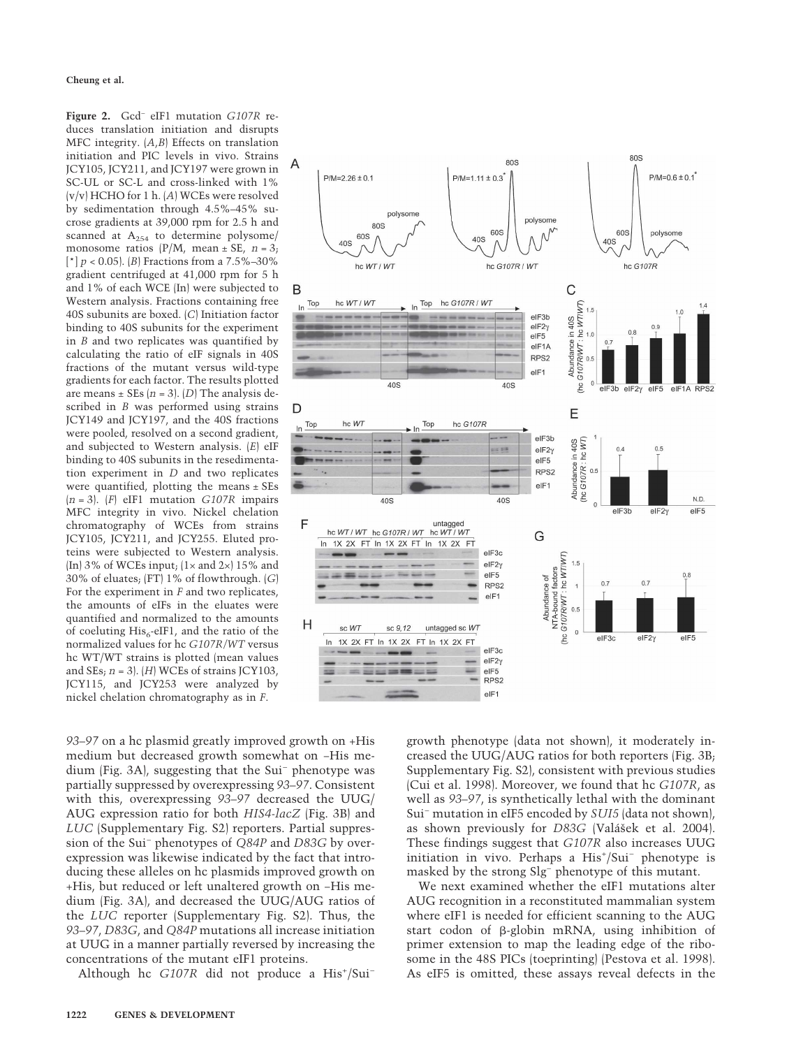**Figure 2.** Gcd⁻ eIF1 mutation *G107R* reduces translation initiation and disrupts MFC integrity. (*A*,*B*) Effects on translation initiation and PIC levels in vivo. Strains JCY105, JCY211, and JCY197 were grown in SC-UL or SC-L and cross-linked with 1% (v/v) HCHO for 1 h. (*A*) WCEs were resolved by sedimentation through 4.5%–45% sucrose gradients at 39,000 rpm for 2.5 h and scanned at $A_{254}$ to determine polysome/monosome ratios (P/M, mean ± SE, $n = 3$; [*] $p < 0.05$). (*B*) Fractions from a 7.5%–30% gradient centrifuged at 41,000 rpm for 5 h and 1% of each WCE (In) were subjected to Western analysis. Fractions containing free 40S subunits are boxed. (*C*) Initiation factor binding to 40S subunits for the experiment in *B* and two replicates was quantified by calculating the ratio of eIF signals in 40S fractions of the mutant versus wild-type gradients for each factor. The results plotted are means ± SEs ($n = 3$). (*D*) The analysis described in *B* was performed using strains JCY149 and JCY197, and the 40S fractions were pooled, resolved on a second gradient, and subjected to Western analysis. (*E*) eIF binding to 40S subunits in the resedimentation experiment in *D* and two replicates were quantified, plotting the means ± SEs ($n = 3$). (*F*) eIF1 mutation *G107R* impairs MFC integrity in vivo. Nickel chelation chromatography of WCEs from strains JCY105, JCY211, and JCY255. Eluted proteins were subjected to Western analysis. (In) 3% of WCEs input; (1× and 2×) 15% and 30% of eluates; (FT) 1% of flowthrough. (*G*) For the experiment in *F* and two replicates, the amounts of eIFs in the eluates were quantified and normalized to the amounts of coeluting $His_6$-eIF1, and the ratio of the normalized values for hc *G107R/WT* versus hc WT/WT strains is plotted (mean values and SEs; $n = 3$). (*H*) WCEs of strains JCY103, JCY115, and JCY253 were analyzed by nickel chelation chromatography as in *F*.

*93–97* on a hc plasmid greatly improved growth on +His medium but decreased growth somewhat on –His medium (Fig. 3A), suggesting that the Sui⁻ phenotype was partially suppressed by overexpressing *93–97*. Consistent with this, overexpressing *93–97* decreased the UUG/AUG expression ratio for both *HIS4-lacZ* (Fig. 3B) and *LUC* (Supplementary Fig. S2) reporters. Partial suppression of the Sui⁻ phenotypes of *Q84P* and *D83G* by overexpression was likewise indicated by the fact that introducing these alleles on hc plasmids improved growth on +His, but reduced or left unaltered growth on –His medium (Fig. 3A), and decreased the UUG/AUG ratios of the *LUC* reporter (Supplementary Fig. S2). Thus, the *93–97*, *D83G*, and *Q84P* mutations all increase initiation at UUG in a manner partially reversed by increasing the concentrations of the mutant eIF1 proteins.

Although hc *G107R* did not produce a His⁺/Sui⁻ growth phenotype (data not shown), it moderately increased the UUG/AUG ratios for both reporters (Fig. 3B; Supplementary Fig. S2), consistent with previous studies (Cui et al. 1998). Moreover, we found that hc *G107R*, as well as *93–97*, is synthetically lethal with the dominant Sui⁻ mutation in eIF5 encoded by *SUI5* (data not shown), as shown previously for *D83G* (Valášek et al. 2004). These findings suggest that *G107R* also increases UUG initiation in vivo. Perhaps a His⁺/Sui⁻ phenotype is masked by the strong Slg⁻ phenotype of this mutant.

We next examined whether the eIF1 mutations alter AUG recognition in a reconstituted mammalian system where eIF1 is needed for efficient scanning to the AUG start codon of β-globin mRNA, using inhibition of primer extension to map the leading edge of the ribosome in the 48S PICs (toeprinting) (Pestova et al. 1998). As eIF5 is omitted, these assays reveal defects in the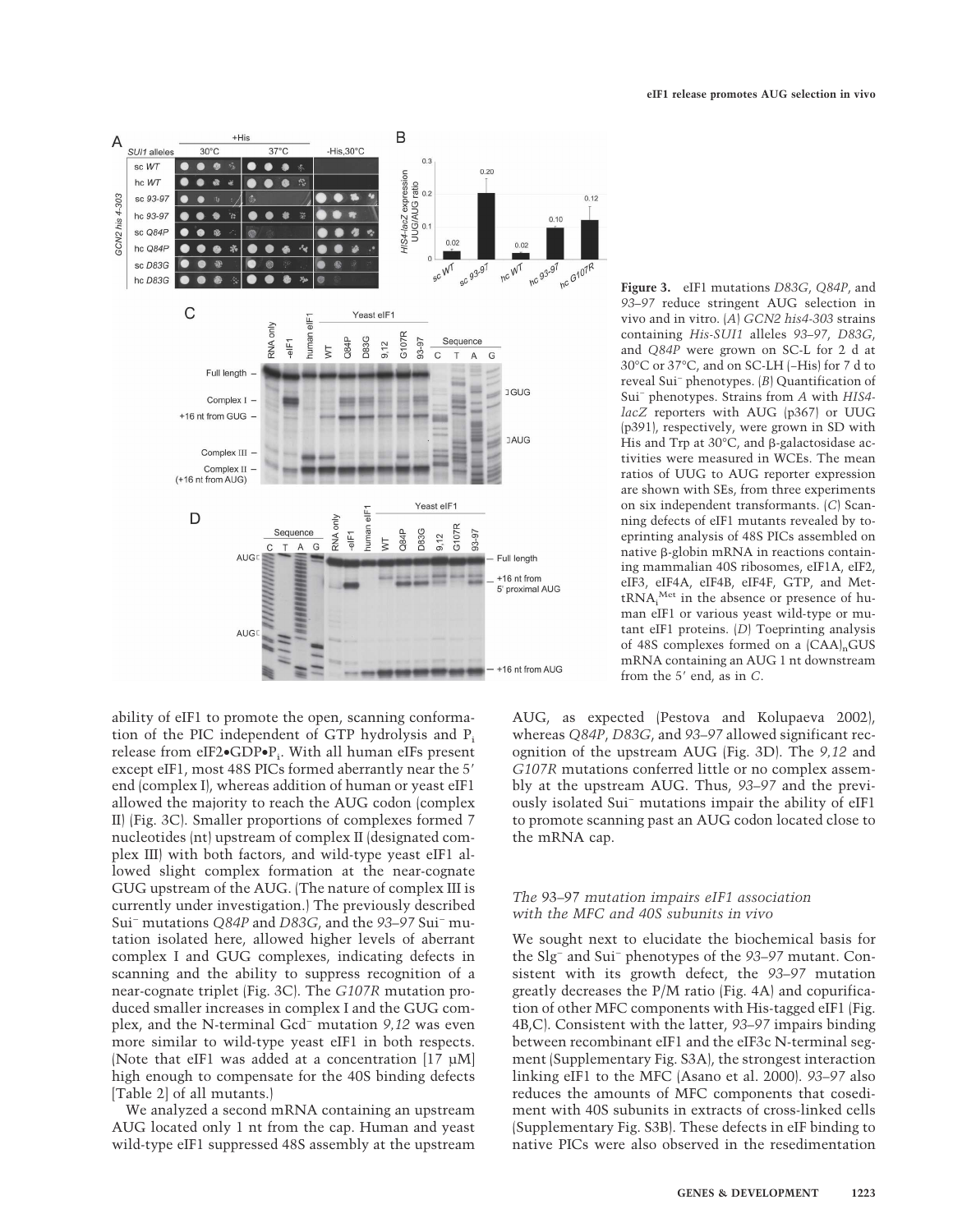**Figure 3.** eIF1 mutations *D83G*, *Q84P*, and *93–97* reduce stringent AUG selection in vivo and in vitro. (*A*) *GCN2 his4-303* strains containing *His-SUI1* alleles *93–97*, *D83G*, and *Q84P* were grown on SC-L for 2 d at 30°C or 37°C, and on SC-LH (–His) for 7 d to reveal Sui⁻ phenotypes. (*B*) Quantification of Sui⁻ phenotypes. Strains from *A* with *HIS4-lacZ* reporters with AUG (p367) or UUG (p391), respectively, were grown in SD with His and Trp at 30°C, and β-galactosidase activities were measured in WCEs. The mean ratios of UUG to AUG reporter expression are shown with SEs, from three experiments on six independent transformants. (*C*) Scanning defects of eIF1 mutants revealed by toeprinting analysis of 48S PICs assembled on native β-globin mRNA in reactions containing mammalian 40S ribosomes, eIF1A, eIF2, eIF3, eIF4A, eIF4B, eIF4F, GTP, and Met-$tRNA_i^{Met}$ in the absence or presence of human eIF1 or various yeast wild-type or mutant eIF1 proteins. (*D*) Toeprinting analysis of 48S complexes formed on a $(CAA)_n$GUS mRNA containing an AUG 1 nt downstream from the 5′ end, as in *C*.

ability of eIF1 to promote the open, scanning conformation of the PIC independent of GTP hydrolysis and $P_i$ release from eIF2•GDP•$P_i$. With all human eIFs present except eIF1, most 48S PICs formed aberrantly near the 5′ end (complex I), whereas addition of human or yeast eIF1 allowed the majority to reach the AUG codon (complex II) (Fig. 3C). Smaller proportions of complexes formed 7 nucleotides (nt) upstream of complex II (designated complex III) with both factors, and wild-type yeast eIF1 allowed slight complex formation at the near-cognate GUG upstream of the AUG. (The nature of complex III is currently under investigation.) The previously described Sui⁻ mutations *Q84P* and *D83G*, and the *93–97* Sui⁻ mutation isolated here, allowed higher levels of aberrant complex I and GUG complexes, indicating defects in scanning and the ability to suppress recognition of a near-cognate triplet (Fig. 3C). The *G107R* mutation produced smaller increases in complex I and the GUG complex, and the N-terminal Gcd⁻ mutation *9,12* was even more similar to wild-type yeast eIF1 in both respects. (Note that eIF1 was added at a concentration [17 µM] high enough to compensate for the 40S binding defects [Table 2] of all mutants.)

We analyzed a second mRNA containing an upstream AUG located only 1 nt from the cap. Human and yeast wild-type eIF1 suppressed 48S assembly at the upstream AUG, as expected (Pestova and Kolupaeva 2002), whereas *Q84P*, *D83G*, and *93–97* allowed significant recognition of the upstream AUG (Fig. 3D). The *9,12* and *G107R* mutations conferred little or no complex assembly at the upstream AUG. Thus, *93–97* and the previously isolated Sui⁻ mutations impair the ability of eIF1 to promote scanning past an AUG codon located close to the mRNA cap.

### *The 93–97 mutation impairs eIF1 association with the MFC and 40S subunits in vivo*

We sought next to elucidate the biochemical basis for the Slg⁻ and Sui⁻ phenotypes of the *93–97* mutant. Consistent with its growth defect, the *93–97* mutation greatly decreases the P/M ratio (Fig. 4A) and copurification of other MFC components with His-tagged eIF1 (Fig. 4B,C). Consistent with the latter, *93–97* impairs binding between recombinant eIF1 and the eIF3c N-terminal segment (Supplementary Fig. S3A), the strongest interaction linking eIF1 to the MFC (Asano et al. 2000). *93–97* also reduces the amounts of MFC components that cosediment with 40S subunits in extracts of cross-linked cells (Supplementary Fig. S3B). These defects in eIF binding to native PICs were also observed in the resedimentation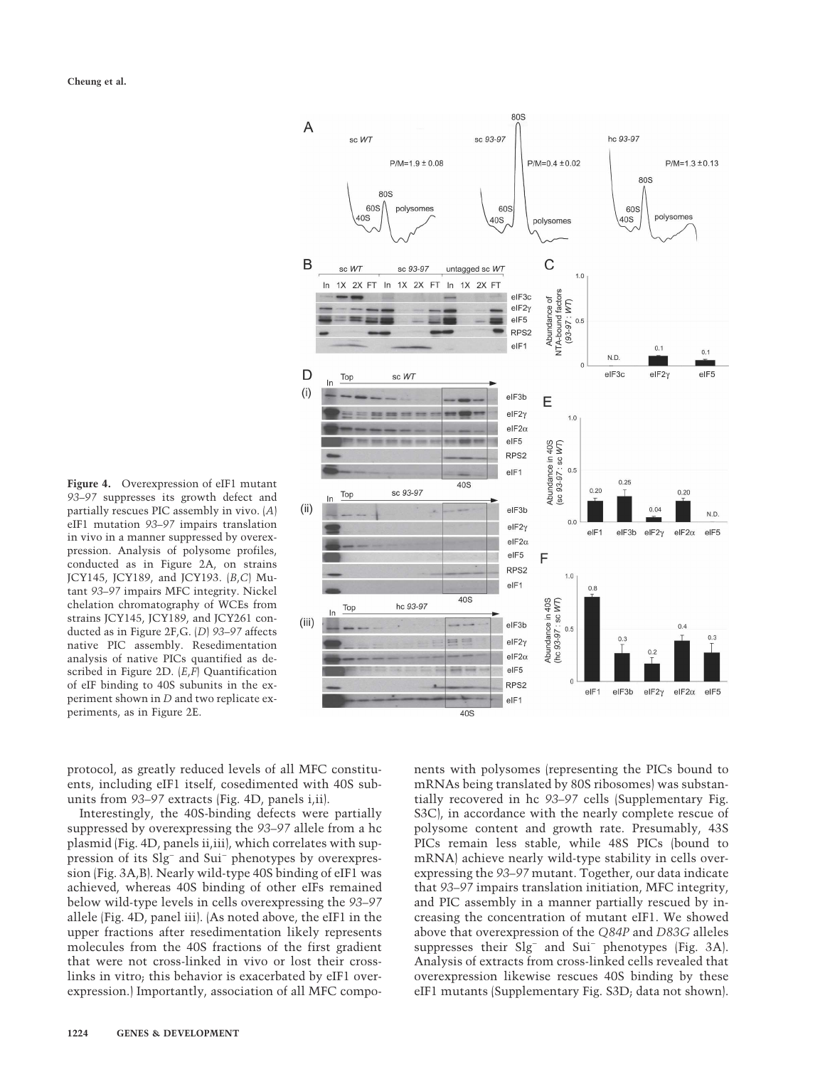**Figure 4.** Overexpression of eIF1 mutant *93–97* suppresses its growth defect and partially rescues PIC assembly in vivo. (*A*) eIF1 mutation *93–97* impairs translation in vivo in a manner suppressed by overexpression. Analysis of polysome profiles, conducted as in Figure 2A, on strains JCY145, JCY189, and JCY193. (*B*,*C*) Mutant *93–97* impairs MFC integrity. Nickel chelation chromatography of WCEs from strains JCY145, JCY189, and JCY261 conducted as in Figure 2F,G. (*D*) *93–97* affects native PIC assembly. Resedimentation analysis of native PICs quantified as described in Figure 2D. (*E*,*F*) Quantification of eIF binding to 40S subunits in the experiment shown in *D* and two replicate experiments, as in Figure 2E.

protocol, as greatly reduced levels of all MFC constituents, including eIF1 itself, cosedimented with 40S subunits from *93–97* extracts (Fig. 4D, panels i,ii).

Interestingly, the 40S-binding defects were partially suppressed by overexpressing the *93–97* allele from a hc plasmid (Fig. 4D, panels ii,iii), which correlates with suppression of its Slg[−] and Sui[−] phenotypes by overexpression (Fig. 3A,B). Nearly wild-type 40S binding of eIF1 was achieved, whereas 40S binding of other eIFs remained below wild-type levels in cells overexpressing the *93–97* allele (Fig. 4D, panel iii). (As noted above, the eIF1 in the upper fractions after resedimentation likely represents molecules from the 40S fractions of the first gradient that were not cross-linked in vivo or lost their crosslinks in vitro; this behavior is exacerbated by eIF1 overexpression.) Importantly, association of all MFC components with polysomes (representing the PICs bound to mRNAs being translated by 80S ribosomes) was substantially recovered in hc *93–97* cells (Supplementary Fig. S3C), in accordance with the nearly complete rescue of polysome content and growth rate. Presumably, 43S PICs remain less stable, while 48S PICs (bound to mRNA) achieve nearly wild-type stability in cells overexpressing the *93–97* mutant. Together, our data indicate that *93–97* impairs translation initiation, MFC integrity, and PIC assembly in a manner partially rescued by increasing the concentration of mutant eIF1. We showed above that overexpression of the *Q84P* and *D83G* alleles suppresses their Slg[−] and Sui[−] phenotypes (Fig. 3A). Analysis of extracts from cross-linked cells revealed that overexpression likewise rescues 40S binding by these eIF1 mutants (Supplementary Fig. S3D; data not shown).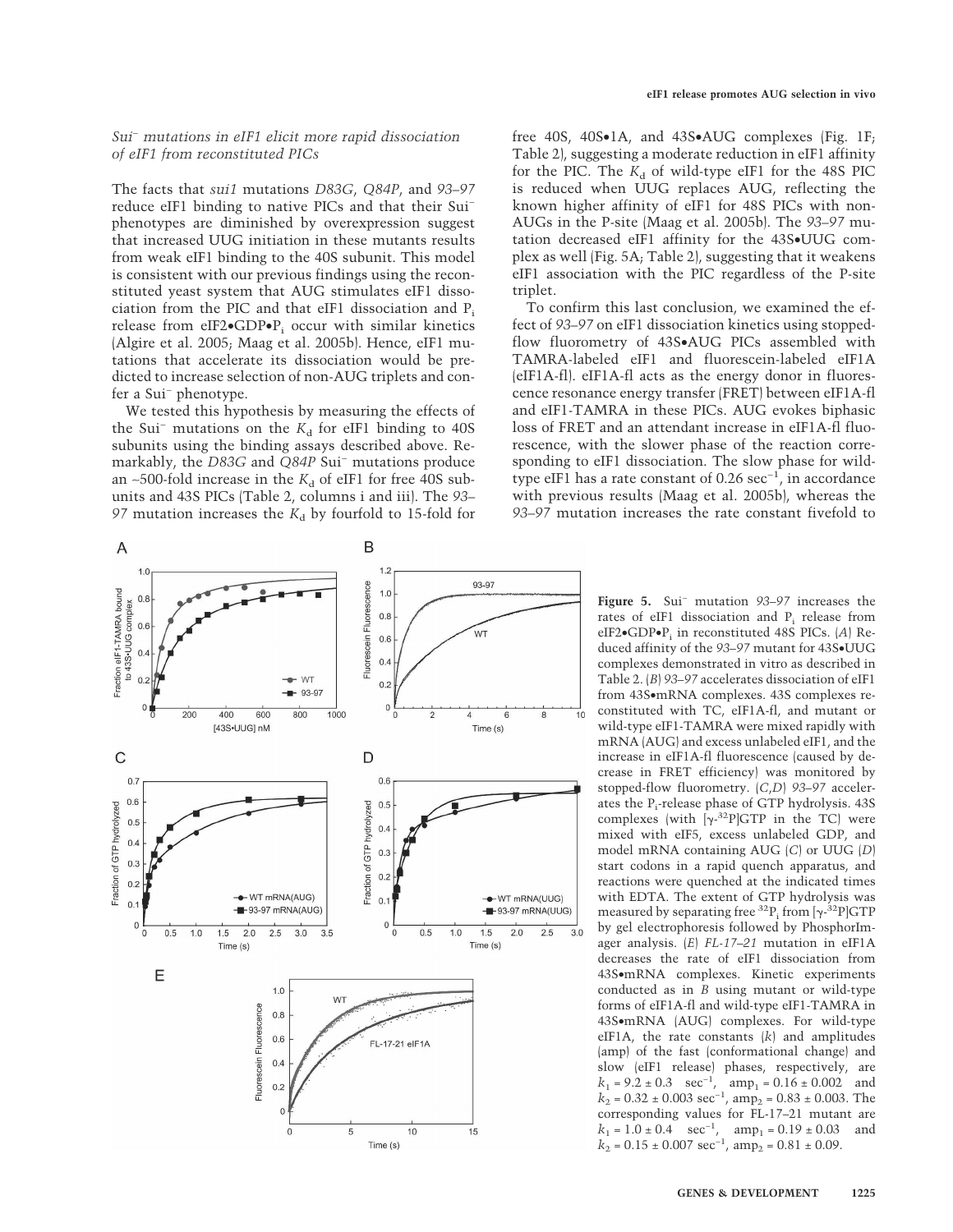### *Sui⁻ mutations in eIF1 elicit more rapid dissociation of eIF1 from reconstituted PICs*

The facts that *sui1* mutations *D83G*, *Q84P*, and *93–97* reduce eIF1 binding to native PICs and that their Sui⁻ phenotypes are diminished by overexpression suggest that increased UUG initiation in these mutants results from weak eIF1 binding to the 40S subunit. This model is consistent with our previous findings using the reconstituted yeast system that AUG stimulates eIF1 dissociation from the PIC and that eIF1 dissociation and $P_i$ release from eIF2•GDP•$P_i$ occur with similar kinetics (Algire et al. 2005; Maag et al. 2005b). Hence, eIF1 mutations that accelerate its dissociation would be predicted to increase selection of non-AUG triplets and confer a Sui⁻ phenotype.

We tested this hypothesis by measuring the effects of the Sui⁻ mutations on the $K_d$ for eIF1 binding to 40S subunits using the binding assays described above. Remarkably, the *D83G* and *Q84P* Sui⁻ mutations produce an ~500-fold increase in the $K_d$ of eIF1 for free 40S subunits and 43S PICs (Table 2, columns i and iii). The *93–97* mutation increases the $K_d$ by fourfold to 15-fold for free 40S, 40S•1A, and 43S•AUG complexes (Fig. 1F; Table 2), suggesting a moderate reduction in eIF1 affinity for the PIC. The $K_d$ of wild-type eIF1 for the 48S PIC is reduced when UUG replaces AUG, reflecting the known higher affinity of eIF1 for 48S PICs with non-AUGs in the P-site (Maag et al. 2005b). The *93–97* mutation decreased eIF1 affinity for the 43S•UUG complex as well (Fig. 5A; Table 2), suggesting that it weakens eIF1 association with the PIC regardless of the P-site triplet.

To confirm this last conclusion, we examined the effect of *93–97* on eIF1 dissociation kinetics using stopped-flow fluorometry of 43S•AUG PICs assembled with TAMRA-labeled eIF1 and fluorescein-labeled eIF1A (eIF1A-fl). eIF1A-fl acts as the energy donor in fluorescence resonance energy transfer (FRET) between eIF1A-fl and eIF1-TAMRA in these PICs. AUG evokes biphasic loss of FRET and an attendant increase in eIF1A-fl fluorescence, with the slower phase of the reaction corresponding to eIF1 dissociation. The slow phase for wild-type eIF1 has a rate constant of 0.26 $sec^{-1}$, in accordance with previous results (Maag et al. 2005b), whereas the *93–97* mutation increases the rate constant fivefold to

**Figure 5.** Sui⁻ mutation *93–97* increases the rates of eIF1 dissociation and $P_i$ release from eIF2•GDP•$P_i$ in reconstituted 48S PICs. (*A*) Reduced affinity of the *93–97* mutant for 43S•UUG complexes demonstrated in vitro as described in Table 2. (*B*) *93–97* accelerates dissociation of eIF1 from 43S•mRNA complexes. 43S complexes reconstituted with TC, eIF1A-fl, and mutant or wild-type eIF1-TAMRA were mixed rapidly with mRNA (AUG) and excess unlabeled eIF1, and the increase in eIF1A-fl fluorescence (caused by decrease in FRET efficiency) was monitored by stopped-flow fluorometry. (*C*,*D*) *93–97* accelerates the $P_i$-release phase of GTP hydrolysis. 43S complexes (with [$\gamma$-$^{32}$P]GTP in the TC) were mixed with eIF5, excess unlabeled GDP, and model mRNA containing AUG (*C*) or UUG (*D*) start codons in a rapid quench apparatus, and reactions were quenched at the indicated times with EDTA. The extent of GTP hydrolysis was measured by separating free $^{32}P_i$ from [$\gamma$-$^{32}$P]GTP by gel electrophoresis followed by PhosphorImager analysis. (*E*) *FL-17–21* mutation in eIF1A decreases the rate of eIF1 dissociation from 43S•mRNA complexes. Kinetic experiments conducted as in *B* using mutant or wild-type forms of eIF1A-fl and wild-type eIF1-TAMRA in 43S•mRNA (AUG) complexes. For wild-type eIF1A, the rate constants (*k*) and amplitudes (amp) of the fast (conformational change) and slow (eIF1 release) phases, respectively, are $k_1 = 9.2 \pm 0.3$ $sec^{-1}$, $amp_1 = 0.16 \pm 0.002$ and $k_2 = 0.32 \pm 0.003$ $sec^{-1}$, $amp_2 = 0.83 \pm 0.003$. The corresponding values for FL-17–21 mutant are $k_1 = 1.0 \pm 0.4$ $sec^{-1}$, $amp_1 = 0.19 \pm 0.03$ and $k_2 = 0.15 \pm 0.007$ $sec^{-1}$, $amp_2 = 0.81 \pm 0.09$.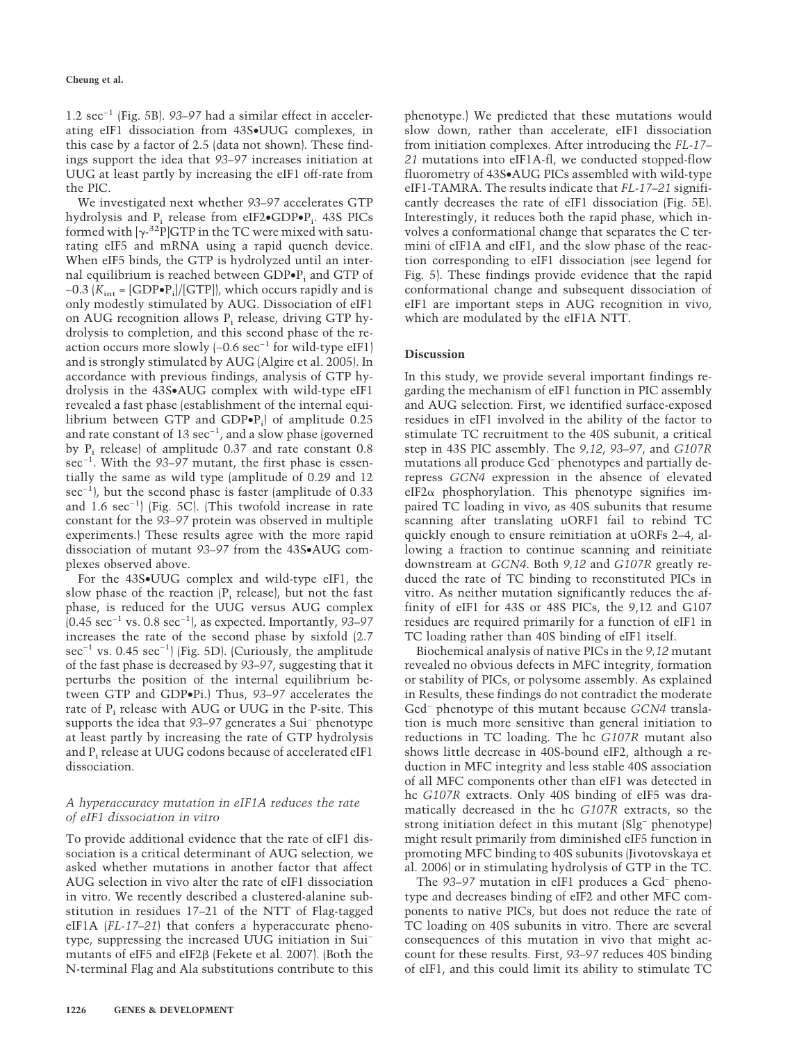1.2 $sec^{-1}$ (Fig. 5B). *93–97* had a similar effect in accelerating eIF1 dissociation from 43S•UUG complexes, in this case by a factor of 2.5 (data not shown). These findings support the idea that *93–97* increases initiation at UUG at least partly by increasing the eIF1 off-rate from the PIC.

We investigated next whether *93–97* accelerates GTP hydrolysis and $P_i$ release from eIF2•GDP•$P_i$. 43S PICs formed with [$\gamma$-$^{32}$P]GTP in the TC were mixed with saturating eIF5 and mRNA using a rapid quench device. When eIF5 binds, the GTP is hydrolyzed until an internal equilibrium is reached between GDP•$P_i$ and GTP of ~0.3 ($K_{int}$ = [GDP•$P_i$]/[GTP]), which occurs rapidly and is only modestly stimulated by AUG. Dissociation of eIF1 on AUG recognition allows $P_i$ release, driving GTP hydrolysis to completion, and this second phase of the reaction occurs more slowly (~0.6 $sec^{-1}$ for wild-type eIF1) and is strongly stimulated by AUG (Algire et al. 2005). In accordance with previous findings, analysis of GTP hydrolysis in the 43S•AUG complex with wild-type eIF1 revealed a fast phase (establishment of the internal equilibrium between GTP and GDP•$P_i$) of amplitude 0.25 and rate constant of 13 $sec^{-1}$, and a slow phase (governed by $P_i$ release) of amplitude 0.37 and rate constant 0.8 $sec^{-1}$. With the *93–97* mutant, the first phase is essentially the same as wild type (amplitude of 0.29 and 12 $sec^{-1}$), but the second phase is faster (amplitude of 0.33 and 1.6 $sec^{-1}$) (Fig. 5C). (This twofold increase in rate constant for the *93–97* protein was observed in multiple experiments.) These results agree with the more rapid dissociation of mutant *93–97* from the 43S•AUG complexes observed above.

For the 43S•UUG complex and wild-type eIF1, the slow phase of the reaction ($P_i$ release), but not the fast phase, is reduced for the UUG versus AUG complex (0.45 $sec^{-1}$ vs. 0.8 $sec^{-1}$), as expected. Importantly, *93–97* increases the rate of the second phase by sixfold (2.7 $sec^{-1}$ vs. 0.45 $sec^{-1}$) (Fig. 5D). (Curiously, the amplitude of the fast phase is decreased by *93–97*, suggesting that it perturbs the position of the internal equilibrium between GTP and GDP•Pi.) Thus, *93–97* accelerates the rate of $P_i$ release with AUG or UUG in the P-site. This supports the idea that *93–97* generates a Sui$^-$ phenotype at least partly by increasing the rate of GTP hydrolysis and $P_i$ release at UUG codons because of accelerated eIF1 dissociation.

### *A hyperaccuracy mutation in eIF1A reduces the rate of eIF1 dissociation in vitro*

To provide additional evidence that the rate of eIF1 dissociation is a critical determinant of AUG selection, we asked whether mutations in another factor that affect AUG selection in vivo alter the rate of eIF1 dissociation in vitro. We recently described a clustered-alanine substitution in residues 17–21 of the NTT of Flag-tagged eIF1A (*FL-17–21*) that confers a hyperaccurate phenotype, suppressing the increased UUG initiation in Sui$^-$ mutants of eIF5 and eIF2β (Fekete et al. 2007). (Both the N-terminal Flag and Ala substitutions contribute to this phenotype.) We predicted that these mutations would slow down, rather than accelerate, eIF1 dissociation from initiation complexes. After introducing the *FL-17–21* mutations into eIF1A-fl, we conducted stopped-flow fluorometry of 43S•AUG PICs assembled with wild-type eIF1-TAMRA. The results indicate that *FL-17–21* significantly decreases the rate of eIF1 dissociation (Fig. 5E). Interestingly, it reduces both the rapid phase, which involves a conformational change that separates the C termini of eIF1A and eIF1, and the slow phase of the reaction corresponding to eIF1 dissociation (see legend for Fig. 5). These findings provide evidence that the rapid conformational change and subsequent dissociation of eIF1 are important steps in AUG recognition in vivo, which are modulated by the eIF1A NTT.

## Discussion

In this study, we provide several important findings regarding the mechanism of eIF1 function in PIC assembly and AUG selection. First, we identified surface-exposed residues in eIF1 involved in the ability of the factor to stimulate TC recruitment to the 40S subunit, a critical step in 43S PIC assembly. The *9,12*, *93–97*, and *G107R* mutations all produce Gcd$^-$ phenotypes and partially derepress *GCN4* expression in the absence of elevated eIF2α phosphorylation. This phenotype signifies impaired TC loading in vivo, as 40S subunits that resume scanning after translating uORF1 fail to rebind TC quickly enough to ensure reinitiation at uORFs 2–4, allowing a fraction to continue scanning and reinitiate downstream at *GCN4*. Both *9,12* and *G107R* greatly reduced the rate of TC binding to reconstituted PICs in vitro. As neither mutation significantly reduces the affinity of eIF1 for 43S or 48S PICs, the 9,12 and G107 residues are required primarily for a function of eIF1 in TC loading rather than 40S binding of eIF1 itself.

Biochemical analysis of native PICs in the *9,12* mutant revealed no obvious defects in MFC integrity, formation or stability of PICs, or polysome assembly. As explained in Results, these findings do not contradict the moderate Gcd$^-$ phenotype of this mutant because *GCN4* translation is much more sensitive than general initiation to reductions in TC loading. The hc *G107R* mutant also shows little decrease in 40S-bound eIF2, although a reduction in MFC integrity and less stable 40S association of all MFC components other than eIF1 was detected in hc *G107R* extracts. Only 40S binding of eIF5 was dramatically decreased in the hc *G107R* extracts, so the strong initiation defect in this mutant (Slg$^-$ phenotype) might result primarily from diminished eIF5 function in promoting MFC binding to 40S subunits (Jivotovskaya et al. 2006) or in stimulating hydrolysis of GTP in the TC.

The *93–97* mutation in eIF1 produces a Gcd$^-$ phenotype and decreases binding of eIF2 and other MFC components to native PICs, but does not reduce the rate of TC loading on 40S subunits in vitro. There are several consequences of this mutation in vivo that might account for these results. First, *93–97* reduces 40S binding of eIF1, and this could limit its ability to stimulate TC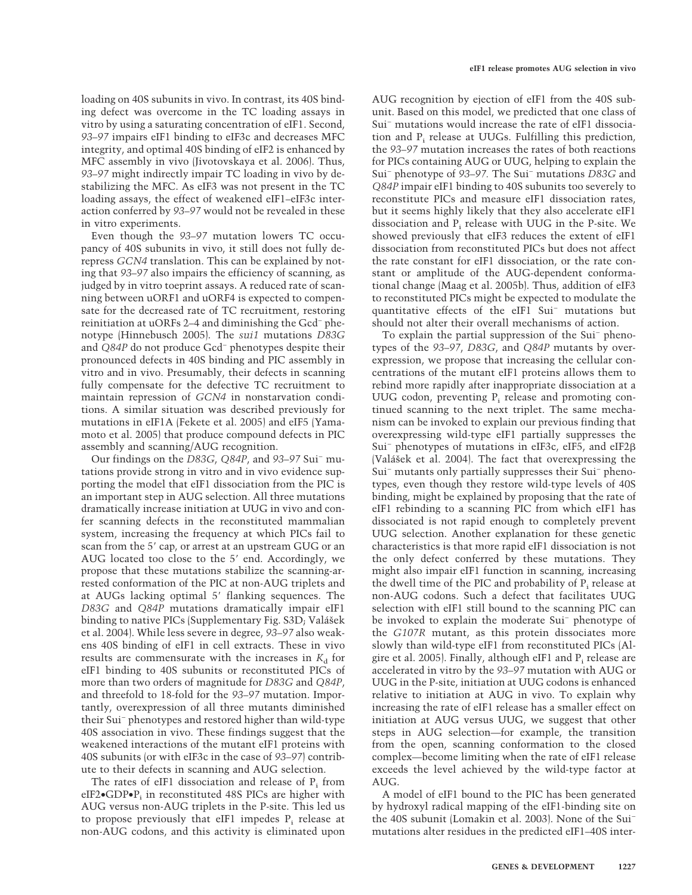loading on 40S subunits in vivo. In contrast, its 40S binding defect was overcome in the TC loading assays in vitro by using a saturating concentration of eIF1. Second, *93–97* impairs eIF1 binding to eIF3c and decreases MFC integrity, and optimal 40S binding of eIF2 is enhanced by MFC assembly in vivo (Jivotovskaya et al. 2006). Thus, *93–97* might indirectly impair TC loading in vivo by destabilizing the MFC. As eIF3 was not present in the TC loading assays, the effect of weakened eIF1–eIF3c interaction conferred by *93–97* would not be revealed in these in vitro experiments.

Even though the *93–97* mutation lowers TC occupancy of 40S subunits in vivo, it still does not fully derepress *GCN4* translation. This can be explained by noting that *93–97* also impairs the efficiency of scanning, as judged by in vitro toeprint assays. A reduced rate of scanning between uORF1 and uORF4 is expected to compensate for the decreased rate of TC recruitment, restoring reinitiation at uORFs 2–4 and diminishing the Gcd⁻ phenotype (Hinnebusch 2005). The *sui1* mutations *D83G* and *Q84P* do not produce Gcd⁻ phenotypes despite their pronounced defects in 40S binding and PIC assembly in vitro and in vivo. Presumably, their defects in scanning fully compensate for the defective TC recruitment to maintain repression of *GCN4* in nonstarvation conditions. A similar situation was described previously for mutations in eIF1A (Fekete et al. 2005) and eIF5 (Yamamoto et al. 2005) that produce compound defects in PIC assembly and scanning/AUG recognition.

Our findings on the *D83G*, *Q84P*, and *93–97* Sui⁻ mutations provide strong in vitro and in vivo evidence supporting the model that eIF1 dissociation from the PIC is an important step in AUG selection. All three mutations dramatically increase initiation at UUG in vivo and confer scanning defects in the reconstituted mammalian system, increasing the frequency at which PICs fail to scan from the 5′ cap, or arrest at an upstream GUG or an AUG located too close to the 5′ end. Accordingly, we propose that these mutations stabilize the scanning-arrested conformation of the PIC at non-AUG triplets and at AUGs lacking optimal 5′ flanking sequences. The *D83G* and *Q84P* mutations dramatically impair eIF1 binding to native PICs (Supplementary Fig. S3D; Valášek et al. 2004). While less severe in degree, *93–97* also weakens 40S binding of eIF1 in cell extracts. These in vivo results are commensurate with the increases in $K_d$ for eIF1 binding to 40S subunits or reconstituted PICs of more than two orders of magnitude for *D83G* and *Q84P*, and threefold to 18-fold for the *93–97* mutation. Importantly, overexpression of all three mutants diminished their Sui⁻ phenotypes and restored higher than wild-type 40S association in vivo. These findings suggest that the weakened interactions of the mutant eIF1 proteins with 40S subunits (or with eIF3c in the case of *93–97*) contribute to their defects in scanning and AUG selection.

The rates of eIF1 dissociation and release of $P_i$ from eIF2•GDP•$P_i$ in reconstituted 48S PICs are higher with AUG versus non-AUG triplets in the P-site. This led us to propose previously that eIF1 impedes $P_i$ release at non-AUG codons, and this activity is eliminated upon AUG recognition by ejection of eIF1 from the 40S subunit. Based on this model, we predicted that one class of Sui⁻ mutations would increase the rate of eIF1 dissociation and $P_i$ release at UUGs. Fulfilling this prediction, the *93–97* mutation increases the rates of both reactions for PICs containing AUG or UUG, helping to explain the Sui⁻ phenotype of *93–97*. The Sui⁻ mutations *D83G* and *Q84P* impair eIF1 binding to 40S subunits too severely to reconstitute PICs and measure eIF1 dissociation rates, but it seems highly likely that they also accelerate eIF1 dissociation and $P_i$ release with UUG in the P-site. We showed previously that eIF3 reduces the extent of eIF1 dissociation from reconstituted PICs but does not affect the rate constant for eIF1 dissociation, or the rate constant or amplitude of the AUG-dependent conformational change (Maag et al. 2005b). Thus, addition of eIF3 to reconstituted PICs might be expected to modulate the quantitative effects of the eIF1 Sui⁻ mutations but should not alter their overall mechanisms of action.

To explain the partial suppression of the Sui⁻ phenotypes of the *93–97*, *D83G*, and *Q84P* mutants by overexpression, we propose that increasing the cellular concentrations of the mutant eIF1 proteins allows them to rebind more rapidly after inappropriate dissociation at a UUG codon, preventing $P_i$ release and promoting continued scanning to the next triplet. The same mechanism can be invoked to explain our previous finding that overexpressing wild-type eIF1 partially suppresses the Sui⁻ phenotypes of mutations in eIF3c, eIF5, and eIF2β (Valášek et al. 2004). The fact that overexpressing the Sui⁻ mutants only partially suppresses their Sui⁻ phenotypes, even though they restore wild-type levels of 40S binding, might be explained by proposing that the rate of eIF1 rebinding to a scanning PIC from which eIF1 has dissociated is not rapid enough to completely prevent UUG selection. Another explanation for these genetic characteristics is that more rapid eIF1 dissociation is not the only defect conferred by these mutations. They might also impair eIF1 function in scanning, increasing the dwell time of the PIC and probability of $P_i$ release at non-AUG codons. Such a defect that facilitates UUG selection with eIF1 still bound to the scanning PIC can be invoked to explain the moderate Sui⁻ phenotype of the *G107R* mutant, as this protein dissociates more slowly than wild-type eIF1 from reconstituted PICs (Algire et al. 2005). Finally, although eIF1 and $P_i$ release are accelerated in vitro by the *93–97* mutation with AUG or UUG in the P-site, initiation at UUG codons is enhanced relative to initiation at AUG in vivo. To explain why increasing the rate of eIF1 release has a smaller effect on initiation at AUG versus UUG, we suggest that other steps in AUG selection—for example, the transition from the open, scanning conformation to the closed complex—become limiting when the rate of eIF1 release exceeds the level achieved by the wild-type factor at AUG.

A model of eIF1 bound to the PIC has been generated by hydroxyl radical mapping of the eIF1-binding site on the 40S subunit (Lomakin et al. 2003). None of the Sui⁻ mutations alter residues in the predicted eIF1–40S inter-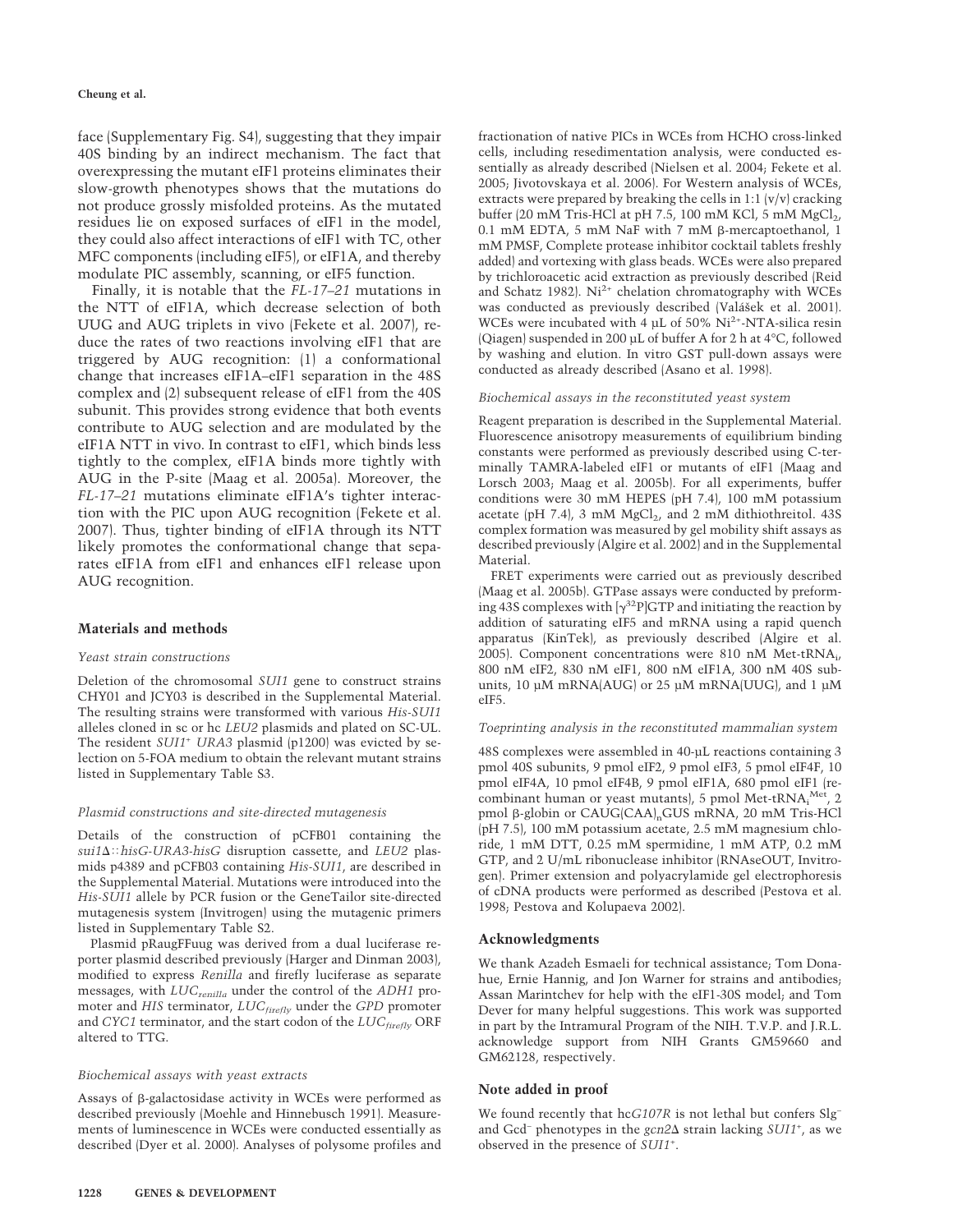face (Supplementary Fig. S4), suggesting that they impair 40S binding by an indirect mechanism. The fact that overexpressing the mutant eIF1 proteins eliminates their slow-growth phenotypes shows that the mutations do not produce grossly misfolded proteins. As the mutated residues lie on exposed surfaces of eIF1 in the model, they could also affect interactions of eIF1 with TC, other MFC components (including eIF5), or eIF1A, and thereby modulate PIC assembly, scanning, or eIF5 function.

Finally, it is notable that the *FL-17–21* mutations in the NTT of eIF1A, which decrease selection of both UUG and AUG triplets in vivo (Fekete et al. 2007), reduce the rates of two reactions involving eIF1 that are triggered by AUG recognition: (1) a conformational change that increases eIF1A–eIF1 separation in the 48S complex and (2) subsequent release of eIF1 from the 40S subunit. This provides strong evidence that both events contribute to AUG selection and are modulated by the eIF1A NTT in vivo. In contrast to eIF1, which binds less tightly to the complex, eIF1A binds more tightly with AUG in the P-site (Maag et al. 2005a). Moreover, the *FL-17–21* mutations eliminate eIF1A's tighter interaction with the PIC upon AUG recognition (Fekete et al. 2007). Thus, tighter binding of eIF1A through its NTT likely promotes the conformational change that separates eIF1A from eIF1 and enhances eIF1 release upon AUG recognition.

## Materials and methods

### Yeast strain constructions

Deletion of the chromosomal *SUI1* gene to construct strains CHY01 and JCY03 is described in the Supplemental Material. The resulting strains were transformed with various *His-SUI1* alleles cloned in sc or hc *LEU2* plasmids and plated on SC-UL. The resident $SUI1^+$ *URA3* plasmid (p1200) was evicted by selection on 5-FOA medium to obtain the relevant mutant strains listed in Supplementary Table S3.

### Plasmid constructions and site-directed mutagenesis

Details of the construction of pCFB01 containing the *sui1Δ::hisG-URA3-hisG* disruption cassette, and *LEU2* plasmids p4389 and pCFB03 containing *His-SUI1*, are described in the Supplemental Material. Mutations were introduced into the *His-SUI1* allele by PCR fusion or the GeneTailor site-directed mutagenesis system (Invitrogen) using the mutagenic primers listed in Supplementary Table S2.

Plasmid pRaugFFuug was derived from a dual luciferase reporter plasmid described previously (Harger and Dinman 2003), modified to express *Renilla* and firefly luciferase as separate messages, with $LUC_{renilla}$ under the control of the *ADH1* promoter and *HIS* terminator, $LUC_{firefly}$ under the *GPD* promoter and *CYC1* terminator, and the start codon of the $LUC_{firefly}$ ORF altered to TTG.

### Biochemical assays with yeast extracts

Assays of β-galactosidase activity in WCEs were performed as described previously (Moehle and Hinnebusch 1991). Measurements of luminescence in WCEs were conducted essentially as described (Dyer et al. 2000). Analyses of polysome profiles and fractionation of native PICs in WCEs from HCHO cross-linked cells, including resedimentation analysis, were conducted essentially as already described (Nielsen et al. 2004; Fekete et al. 2005; Jivotovskaya et al. 2006). For Western analysis of WCEs, extracts were prepared by breaking the cells in 1:1 (v/v) cracking buffer (20 mM Tris-HCl at pH 7.5, 100 mM KCl, 5 mM $MgCl_2$, 0.1 mM EDTA, 5 mM NaF with 7 mM β-mercaptoethanol, 1 mM PMSF, Complete protease inhibitor cocktail tablets freshly added) and vortexing with glass beads. WCEs were also prepared by trichloroacetic acid extraction as previously described (Reid and Schatz 1982). $Ni^{2+}$ chelation chromatography with WCEs was conducted as previously described (Valášek et al. 2001). WCEs were incubated with 4 µL of 50% $Ni^{2+}$-NTA-silica resin (Qiagen) suspended in 200 µL of buffer A for 2 h at 4°C, followed by washing and elution. In vitro GST pull-down assays were conducted as already described (Asano et al. 1998).

### Biochemical assays in the reconstituted yeast system

Reagent preparation is described in the Supplemental Material. Fluorescence anisotropy measurements of equilibrium binding constants were performed as previously described using C-terminally TAMRA-labeled eIF1 or mutants of eIF1 (Maag and Lorsch 2003; Maag et al. 2005b). For all experiments, buffer conditions were 30 mM HEPES (pH 7.4), 100 mM potassium acetate (pH 7.4), 3 mM $MgCl_2$, and 2 mM dithiothreitol. 43S complex formation was measured by gel mobility shift assays as described previously (Algire et al. 2002) and in the Supplemental Material.

FRET experiments were carried out as previously described (Maag et al. 2005b). GTPase assays were conducted by preforming 43S complexes with [$\gamma^{32}$P]GTP and initiating the reaction by addition of saturating eIF5 and mRNA using a rapid quench apparatus (KinTek), as previously described (Algire et al. 2005). Component concentrations were 810 nM Met-$tRNA_i$, 800 nM eIF2, 830 nM eIF1, 800 nM eIF1A, 300 nM 40S subunits, 10 µM mRNA(AUG) or 25 µM mRNA(UUG), and 1 µM eIF5.

### Toeprinting analysis in the reconstituted mammalian system

48S complexes were assembled in 40-µL reactions containing 3 pmol 40S subunits, 9 pmol eIF2, 9 pmol eIF3, 5 pmol eIF4F, 10 pmol eIF4A, 10 pmol eIF4B, 9 pmol eIF1A, 680 pmol eIF1 (recombinant human or yeast mutants), 5 pmol Met-$tRNA_i^{Met}$, 2 pmol β-globin or $CAUG(CAA)_n$GUS mRNA, 20 mM Tris-HCl (pH 7.5), 100 mM potassium acetate, 2.5 mM magnesium chloride, 1 mM DTT, 0.25 mM spermidine, 1 mM ATP, 0.2 mM GTP, and 2 U/mL ribonuclease inhibitor (RNAseOUT, Invitrogen). Primer extension and polyacrylamide gel electrophoresis of cDNA products were performed as described (Pestova et al. 1998; Pestova and Kolupaeva 2002).

## Acknowledgments

We thank Azadeh Esmaeli for technical assistance; Tom Donahue, Ernie Hannig, and Jon Warner for strains and antibodies; Assan Marintchev for help with the eIF1-30S model; and Tom Dever for many helpful suggestions. This work was supported in part by the Intramural Program of the NIH. T.V.P. and J.R.L. acknowledge support from NIH Grants GM59660 and GM62128, respectively.

## Note added in proof

We found recently that hc*G107R* is not lethal but confers $Slg^-$ and $Gcd^-$ phenotypes in the *gcn2Δ* strain lacking $SUI1^+$, as we observed in the presence of $SUI1^+$.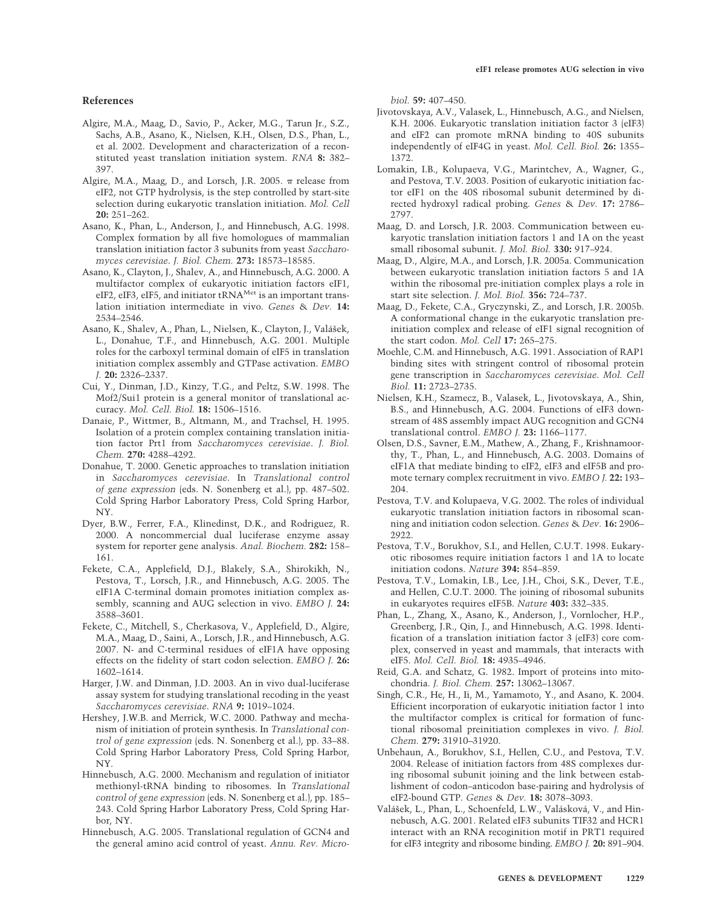## References

Algire, M.A., Maag, D., Savio, P., Acker, M.G., Tarun Jr., S.Z., Sachs, A.B., Asano, K., Nielsen, K.H., Olsen, D.S., Phan, L., et al. 2002. Development and characterization of a reconstituted yeast translation initiation system. *RNA* **8:** 382–397.

Algire, M.A., Maag, D., and Lorsch, J.R. 2005. π release from eIF2, not GTP hydrolysis, is the step controlled by start-site selection during eukaryotic translation initiation. *Mol. Cell* **20:** 251–262.

Asano, K., Phan, L., Anderson, J., and Hinnebusch, A.G. 1998. Complex formation by all five homologues of mammalian translation initiation factor 3 subunits from yeast *Saccharomyces cerevisiae*. *J. Biol. Chem.* **273:** 18573–18585.

Asano, K., Clayton, J., Shalev, A., and Hinnebusch, A.G. 2000. A multifactor complex of eukaryotic initiation factors eIF1, eIF2, eIF3, eIF5, and initiator $tRNA^{Met}$ is an important translation initiation intermediate in vivo. *Genes & Dev.* **14:** 2534–2546.

Asano, K., Shalev, A., Phan, L., Nielsen, K., Clayton, J., Valášek, L., Donahue, T.F., and Hinnebusch, A.G. 2001. Multiple roles for the carboxyl terminal domain of eIF5 in translation initiation complex assembly and GTPase activation. *EMBO J.* **20:** 2326–2337.

Cui, Y., Dinman, J.D., Kinzy, T.G., and Peltz, S.W. 1998. The Mof2/Sui1 protein is a general monitor of translational accuracy. *Mol. Cell. Biol.* **18:** 1506–1516.

Danaie, P., Wittmer, B., Altmann, M., and Trachsel, H. 1995. Isolation of a protein complex containing translation initiation factor Prt1 from *Saccharomyces cerevisiae*. *J. Biol. Chem.* **270:** 4288–4292.

Donahue, T. 2000. Genetic approaches to translation initiation in *Saccharomyces cerevisiae*. In *Translational control of gene expression* (eds. N. Sonenberg et al.), pp. 487–502. Cold Spring Harbor Laboratory Press, Cold Spring Harbor, NY.

Dyer, B.W., Ferrer, F.A., Klinedinst, D.K., and Rodriguez, R. 2000. A noncommercial dual luciferase enzyme assay system for reporter gene analysis. *Anal. Biochem.* **282:** 158–161.

Fekete, C.A., Applefield, D.J., Blakely, S.A., Shirokikh, N., Pestova, T., Lorsch, J.R., and Hinnebusch, A.G. 2005. The eIF1A C-terminal domain promotes initiation complex assembly, scanning and AUG selection in vivo. *EMBO J.* **24:** 3588–3601.

Fekete, C., Mitchell, S., Cherkasova, V., Applefield, D., Algire, M.A., Maag, D., Saini, A., Lorsch, J.R., and Hinnebusch, A.G. 2007. N- and C-terminal residues of eIF1A have opposing effects on the fidelity of start codon selection. *EMBO J.* **26:** 1602–1614.

Harger, J.W. and Dinman, J.D. 2003. An in vivo dual-luciferase assay system for studying translational recoding in the yeast *Saccharomyces cerevisiae*. *RNA* **9:** 1019–1024.

Hershey, J.W.B. and Merrick, W.C. 2000. Pathway and mechanism of initiation of protein synthesis. In *Translational control of gene expression* (eds. N. Sonenberg et al.), pp. 33–88. Cold Spring Harbor Laboratory Press, Cold Spring Harbor, NY.

Hinnebusch, A.G. 2000. Mechanism and regulation of initiator methionyl-tRNA binding to ribosomes. In *Translational control of gene expression* (eds. N. Sonenberg et al.), pp. 185–243. Cold Spring Harbor Laboratory Press, Cold Spring Harbor, NY.

Hinnebusch, A.G. 2005. Translational regulation of GCN4 and the general amino acid control of yeast. *Annu. Rev. Microbiol.* **59:** 407–450.

Jivotovskaya, A.V., Valasek, L., Hinnebusch, A.G., and Nielsen, K.H. 2006. Eukaryotic translation initiation factor 3 (eIF3) and eIF2 can promote mRNA binding to 40S subunits independently of eIF4G in yeast. *Mol. Cell. Biol.* **26:** 1355–1372.

Lomakin, I.B., Kolupaeva, V.G., Marintchev, A., Wagner, G., and Pestova, T.V. 2003. Position of eukaryotic initiation factor eIF1 on the 40S ribosomal subunit determined by directed hydroxyl radical probing. *Genes & Dev.* **17:** 2786–2797.

Maag, D. and Lorsch, J.R. 2003. Communication between eukaryotic translation initiation factors 1 and 1A on the yeast small ribosomal subunit. *J. Mol. Biol.* **330:** 917–924.

Maag, D., Algire, M.A., and Lorsch, J.R. 2005a. Communication between eukaryotic translation initiation factors 5 and 1A within the ribosomal pre-initiation complex plays a role in start site selection. *J. Mol. Biol.* **356:** 724–737.

Maag, D., Fekete, C.A., Gryczynski, Z., and Lorsch, J.R. 2005b. A conformational change in the eukaryotic translation preinitiation complex and release of eIF1 signal recognition of the start codon. *Mol. Cell* **17:** 265–275.

Moehle, C.M. and Hinnebusch, A.G. 1991. Association of RAP1 binding sites with stringent control of ribosomal protein gene transcription in *Saccharomyces cerevisiae*. *Mol. Cell Biol.* **11:** 2723–2735.

Nielsen, K.H., Szamecz, B., Valasek, L., Jivotovskaya, A., Shin, B.S., and Hinnebusch, A.G. 2004. Functions of eIF3 downstream of 48S assembly impact AUG recognition and GCN4 translational control. *EMBO J.* **23:** 1166–1177.

Olsen, D.S., Savner, E.M., Mathew, A., Zhang, F., Krishnamoorthy, T., Phan, L., and Hinnebusch, A.G. 2003. Domains of eIF1A that mediate binding to eIF2, eIF3 and eIF5B and promote ternary complex recruitment in vivo. *EMBO J.* **22:** 193–204.

Pestova, T.V. and Kolupaeva, V.G. 2002. The roles of individual eukaryotic translation initiation factors in ribosomal scanning and initiation codon selection. *Genes & Dev.* **16:** 2906–2922.

Pestova, T.V., Borukhov, S.I., and Hellen, C.U.T. 1998. Eukaryotic ribosomes require initiation factors 1 and 1A to locate initiation codons. *Nature* **394:** 854–859.

Pestova, T.V., Lomakin, I.B., Lee, J.H., Choi, S.K., Dever, T.E., and Hellen, C.U.T. 2000. The joining of ribosomal subunits in eukaryotes requires eIF5B. *Nature* **403:** 332–335.

Phan, L., Zhang, X., Asano, K., Anderson, J., Vornlocher, H.P., Greenberg, J.R., Qin, J., and Hinnebusch, A.G. 1998. Identification of a translation initiation factor 3 (eIF3) core complex, conserved in yeast and mammals, that interacts with eIF5. *Mol. Cell. Biol.* **18:** 4935–4946.

Reid, G.A. and Schatz, G. 1982. Import of proteins into mitochondria. *J. Biol. Chem.* **257:** 13062–13067.

Singh, C.R., He, H., Ii, M., Yamamoto, Y., and Asano, K. 2004. Efficient incorporation of eukaryotic initiation factor 1 into the multifactor complex is critical for formation of functional ribosomal preinitiation complexes in vivo. *J. Biol. Chem.* **279:** 31910–31920.

Unbehaun, A., Borukhov, S.I., Hellen, C.U., and Pestova, T.V. 2004. Release of initiation factors from 48S complexes during ribosomal subunit joining and the link between establishment of codon–anticodon base-pairing and hydrolysis of eIF2-bound GTP. *Genes & Dev.* **18:** 3078–3093.

Valášek, L., Phan, L., Schoenfeld, L.W., Valásková, V., and Hinnebusch, A.G. 2001. Related eIF3 subunits TIF32 and HCR1 interact with an RNA recoginition motif in PRT1 required for eIF3 integrity and ribosome binding. *EMBO J.* **20:** 891–904.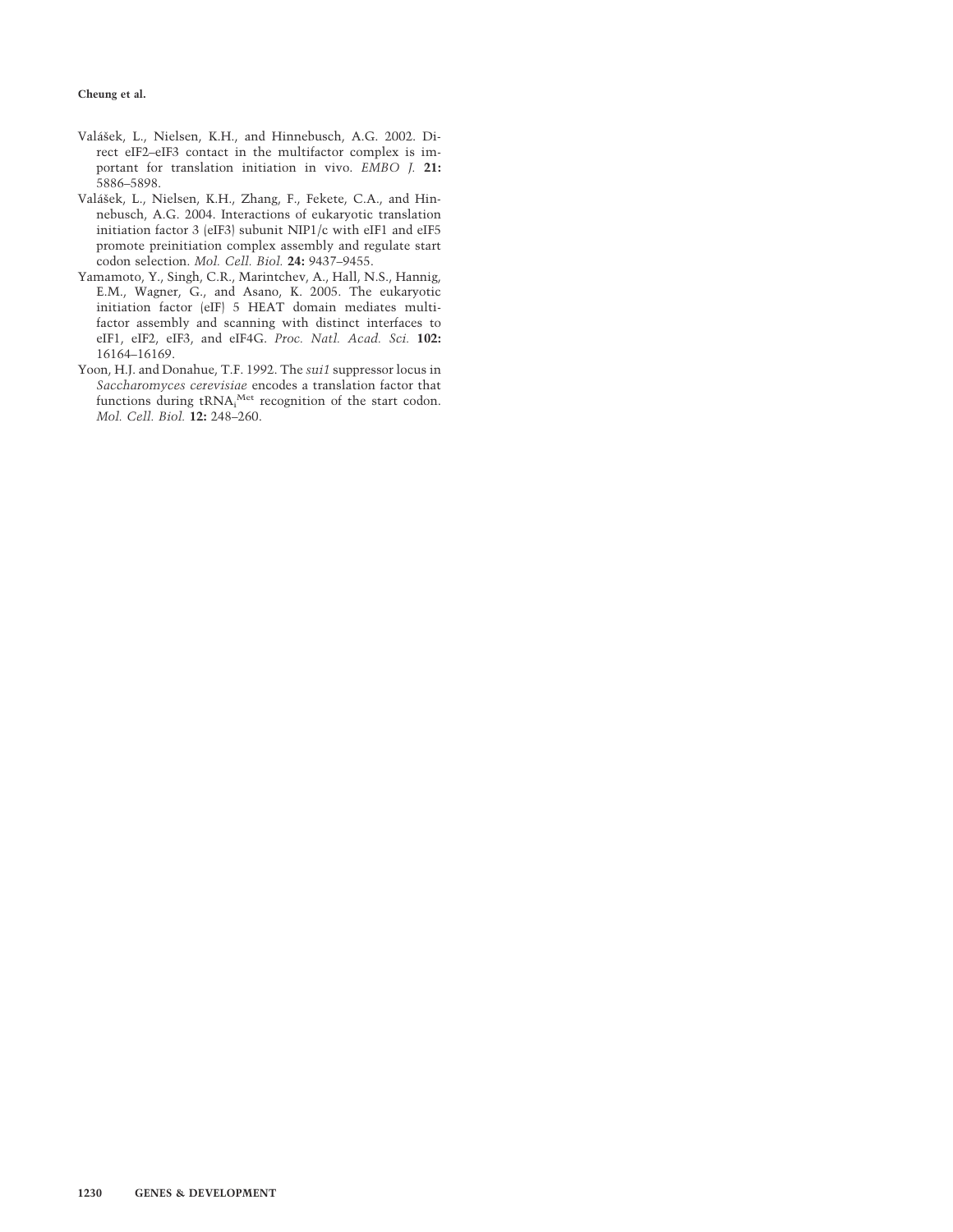Valášek, L., Nielsen, K.H., and Hinnebusch, A.G. 2002. Direct eIF2–eIF3 contact in the multifactor complex is important for translation initiation in vivo. *EMBO J.* **21:** 5886–5898.

Valášek, L., Nielsen, K.H., Zhang, F., Fekete, C.A., and Hinnebusch, A.G. 2004. Interactions of eukaryotic translation initiation factor 3 (eIF3) subunit NIP1/c with eIF1 and eIF5 promote preinitiation complex assembly and regulate start codon selection. *Mol. Cell. Biol.* **24:** 9437–9455.

Yamamoto, Y., Singh, C.R., Marintchev, A., Hall, N.S., Hannig, E.M., Wagner, G., and Asano, K. 2005. The eukaryotic initiation factor (eIF) 5 HEAT domain mediates multifactor assembly and scanning with distinct interfaces to eIF1, eIF2, eIF3, and eIF4G. *Proc. Natl. Acad. Sci.* **102:** 16164–16169.

Yoon, H.J. and Donahue, T.F. 1992. The *sui1* suppressor locus in *Saccharomyces cerevisiae* encodes a translation factor that functions during $tRNA_i^{Met}$ recognition of the start codon. *Mol. Cell. Biol.* **12:** 248–260.